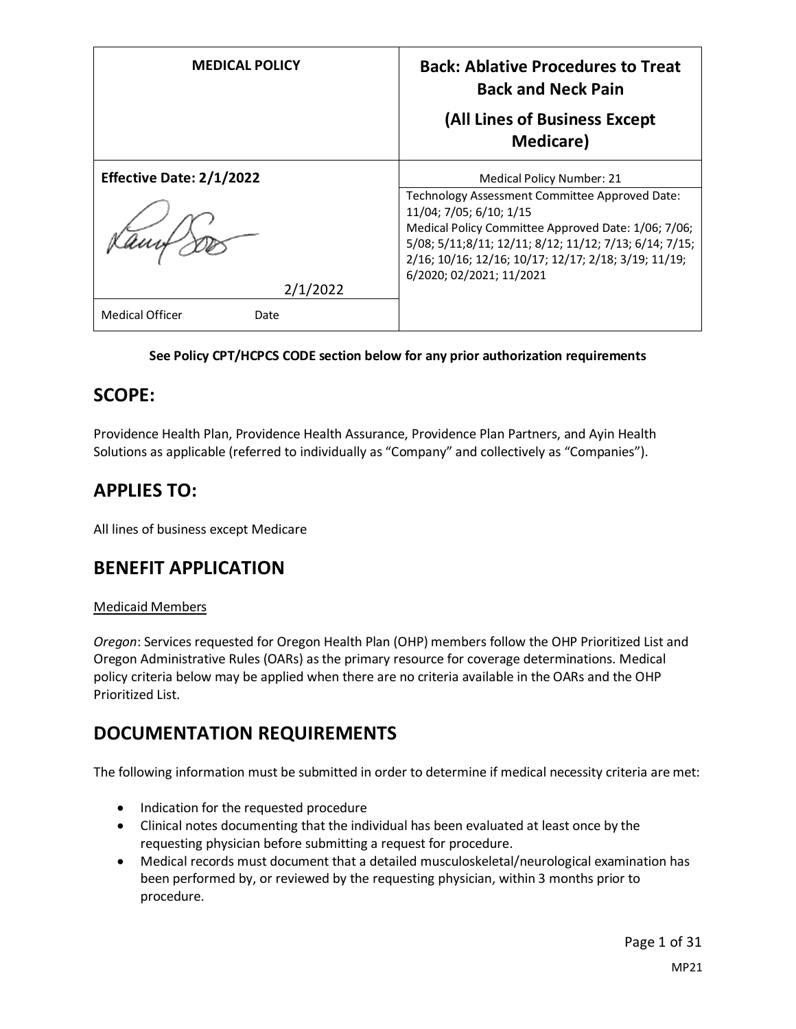| MEDICAL POLICY | Back: Ablative Procedures to Treat Back and Neck Pain (All Lines of Business Except Medicare) |
| --- | --- |
| **Effective Date: 2/1/2022** | Medical Policy Number: 21 |
| 2/1/2022 | Technology Assessment Committee Approved Date: 11/04; 7/05; 6/10; 1/15<br>Medical Policy Committee Approved Date: 1/06; 7/06; 5/08; 5/11;8/11; 12/11; 8/12; 11/12; 7/13; 6/14; 7/15; 2/16; 10/16; 12/16; 10/17; 12/17; 2/18; 3/19; 11/19; 6/2020; 02/2021; 11/2021 |
| Medical Officer Date | |

**See Policy CPT/HCPCS CODE section below for any prior authorization requirements**

## SCOPE:

Providence Health Plan, Providence Health Assurance, Providence Plan Partners, and Ayin Health Solutions as applicable (referred to individually as "Company" and collectively as "Companies").

## APPLIES TO:

All lines of business except Medicare

## BENEFIT APPLICATION

Medicaid Members

*Oregon*: Services requested for Oregon Health Plan (OHP) members follow the OHP Prioritized List and Oregon Administrative Rules (OARs) as the primary resource for coverage determinations. Medical policy criteria below may be applied when there are no criteria available in the OARs and the OHP Prioritized List.

## DOCUMENTATION REQUIREMENTS

The following information must be submitted in order to determine if medical necessity criteria are met:

- Indication for the requested procedure
- Clinical notes documenting that the individual has been evaluated at least once by the requesting physician before submitting a request for procedure.
- Medical records must document that a detailed musculoskeletal/neurological examination has been performed by, or reviewed by the requesting physician, within 3 months prior to procedure.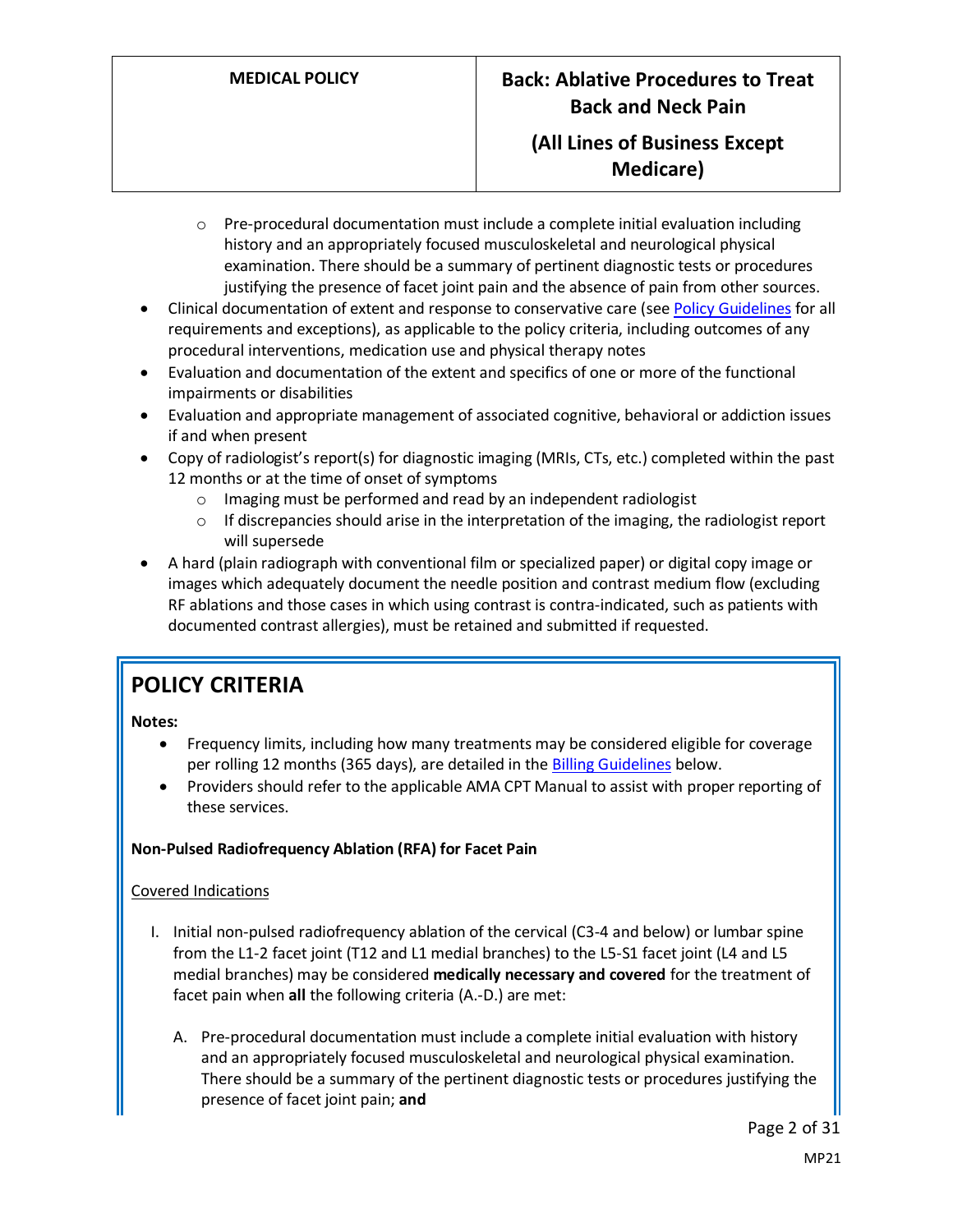- Pre-procedural documentation must include a complete initial evaluation including history and an appropriately focused musculoskeletal and neurological physical examination. There should be a summary of pertinent diagnostic tests or procedures justifying the presence of facet joint pain and the absence of pain from other sources.

- Clinical documentation of extent and response to conservative care (see Policy Guidelines for all requirements and exceptions), as applicable to the policy criteria, including outcomes of any procedural interventions, medication use and physical therapy notes
- Evaluation and documentation of the extent and specifics of one or more of the functional impairments or disabilities
- Evaluation and appropriate management of associated cognitive, behavioral or addiction issues if and when present
- Copy of radiologist's report(s) for diagnostic imaging (MRIs, CTs, etc.) completed within the past 12 months or at the time of onset of symptoms
  - Imaging must be performed and read by an independent radiologist
  - If discrepancies should arise in the interpretation of the imaging, the radiologist report will supersede
- A hard (plain radiograph with conventional film or specialized paper) or digital copy image or images which adequately document the needle position and contrast medium flow (excluding RF ablations and those cases in which using contrast is contra-indicated, such as patients with documented contrast allergies), must be retained and submitted if requested.

## POLICY CRITERIA

**Notes:**

- Frequency limits, including how many treatments may be considered eligible for coverage per rolling 12 months (365 days), are detailed in the Billing Guidelines below.
- Providers should refer to the applicable AMA CPT Manual to assist with proper reporting of these services.

**Non-Pulsed Radiofrequency Ablation (RFA) for Facet Pain**

Covered Indications

I. Initial non-pulsed radiofrequency ablation of the cervical (C3-4 and below) or lumbar spine from the L1-2 facet joint (T12 and L1 medial branches) to the L5-S1 facet joint (L4 and L5 medial branches) may be considered **medically necessary and covered** for the treatment of facet pain when **all** the following criteria (A.-D.) are met:

   A. Pre-procedural documentation must include a complete initial evaluation with history and an appropriately focused musculoskeletal and neurological physical examination. There should be a summary of the pertinent diagnostic tests or procedures justifying the presence of facet joint pain; **and**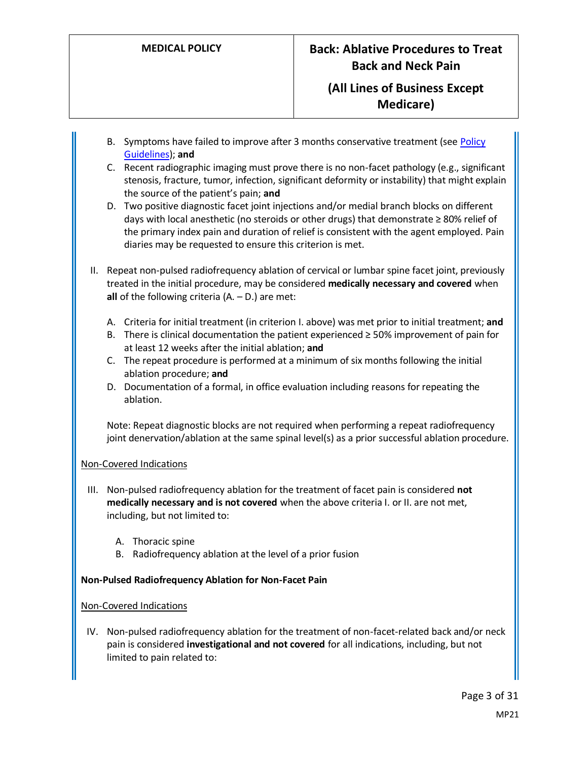B. Symptoms have failed to improve after 3 months conservative treatment (see [Policy Guidelines](#)); **and**
C. Recent radiographic imaging must prove there is no non-facet pathology (e.g., significant stenosis, fracture, tumor, infection, significant deformity or instability) that might explain the source of the patient's pain; **and**
D. Two positive diagnostic facet joint injections and/or medial branch blocks on different days with local anesthetic (no steroids or other drugs) that demonstrate ≥ 80% relief of the primary index pain and duration of relief is consistent with the agent employed. Pain diaries may be requested to ensure this criterion is met.

II. Repeat non-pulsed radiofrequency ablation of cervical or lumbar spine facet joint, previously treated in the initial procedure, may be considered **medically necessary and covered** when **all** of the following criteria (A. – D.) are met:

A. Criteria for initial treatment (in criterion I. above) was met prior to initial treatment; **and**
B. There is clinical documentation the patient experienced ≥ 50% improvement of pain for at least 12 weeks after the initial ablation; **and**
C. The repeat procedure is performed at a minimum of six months following the initial ablation procedure; **and**
D. Documentation of a formal, in office evaluation including reasons for repeating the ablation.

Note: Repeat diagnostic blocks are not required when performing a repeat radiofrequency joint denervation/ablation at the same spinal level(s) as a prior successful ablation procedure.

Non-Covered Indications

III. Non-pulsed radiofrequency ablation for the treatment of facet pain is considered **not medically necessary and is not covered** when the above criteria I. or II. are not met, including, but not limited to:

A. Thoracic spine
B. Radiofrequency ablation at the level of a prior fusion

**Non-Pulsed Radiofrequency Ablation for Non-Facet Pain**

Non-Covered Indications

IV. Non-pulsed radiofrequency ablation for the treatment of non-facet-related back and/or neck pain is considered **investigational and not covered** for all indications, including, but not limited to pain related to: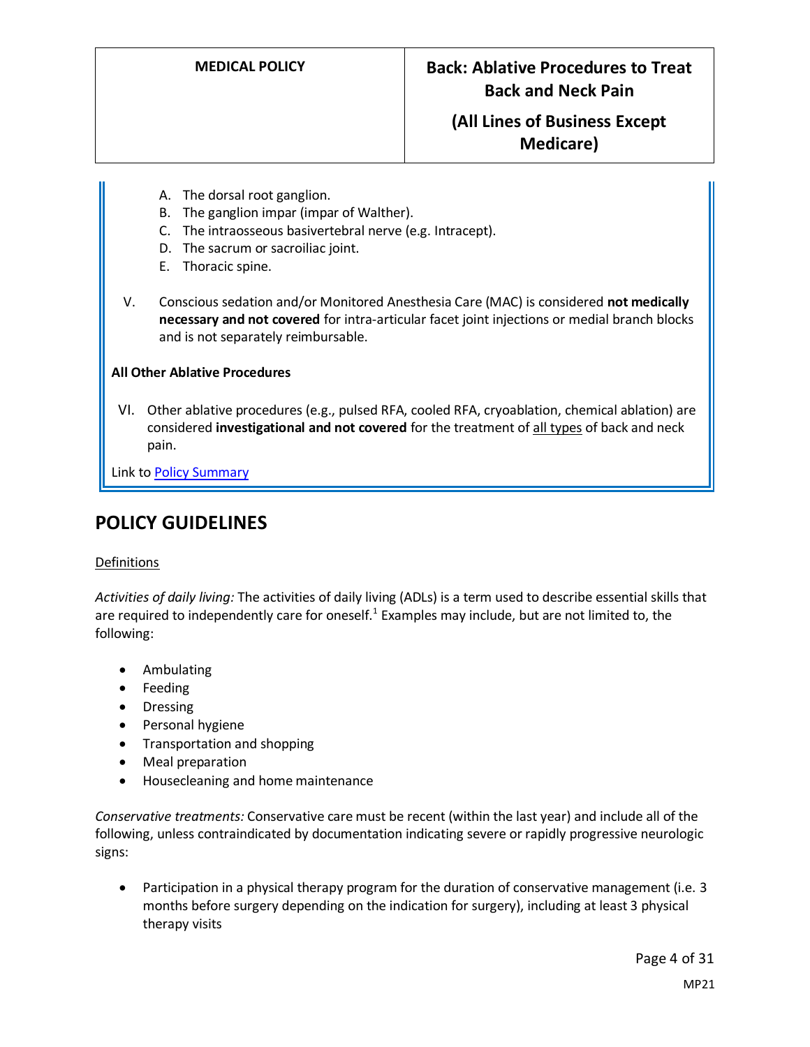A. The dorsal root ganglion.
B. The ganglion impar (impar of Walther).
C. The intraosseous basivertebral nerve (e.g. Intracept).
D. The sacrum or sacroiliac joint.
E. Thoracic spine.

V. Conscious sedation and/or Monitored Anesthesia Care (MAC) is considered **not medically necessary and not covered** for intra-articular facet joint injections or medial branch blocks and is not separately reimbursable.

**All Other Ablative Procedures**

VI. Other ablative procedures (e.g., pulsed RFA, cooled RFA, cryoablation, chemical ablation) are considered **investigational and not covered** for the treatment of all types of back and neck pain.

Link to Policy Summary

## POLICY GUIDELINES

Definitions

*Activities of daily living:* The activities of daily living (ADLs) is a term used to describe essential skills that are required to independently care for oneself.[1] Examples may include, but are not limited to, the following:

- Ambulating
- Feeding
- Dressing
- Personal hygiene
- Transportation and shopping
- Meal preparation
- Housecleaning and home maintenance

*Conservative treatments:* Conservative care must be recent (within the last year) and include all of the following, unless contraindicated by documentation indicating severe or rapidly progressive neurologic signs:

- Participation in a physical therapy program for the duration of conservative management (i.e. 3 months before surgery depending on the indication for surgery), including at least 3 physical therapy visits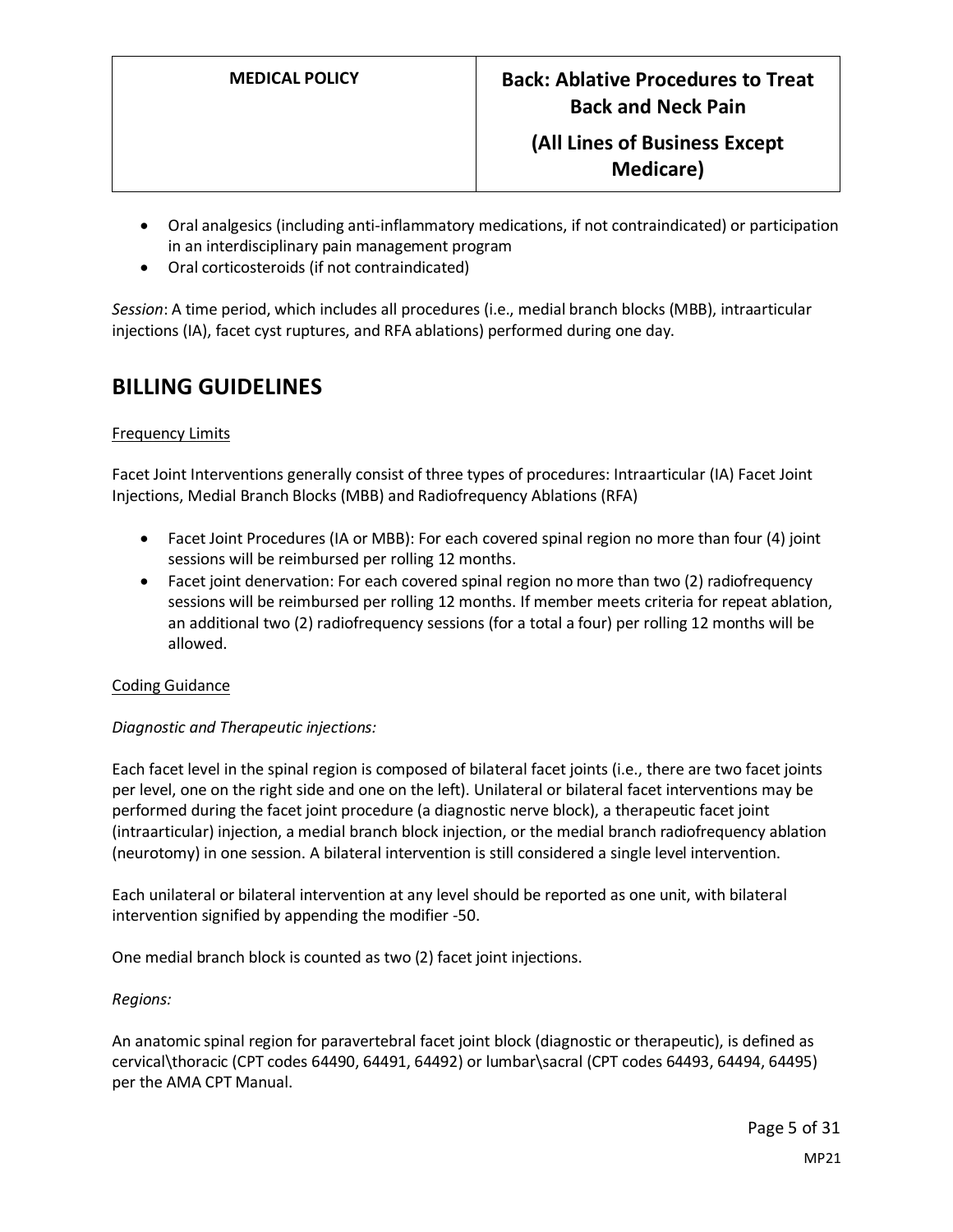- Oral analgesics (including anti-inflammatory medications, if not contraindicated) or participation in an interdisciplinary pain management program
- Oral corticosteroids (if not contraindicated)

*Session*: A time period, which includes all procedures (i.e., medial branch blocks (MBB), intraarticular injections (IA), facet cyst ruptures, and RFA ablations) performed during one day.

## BILLING GUIDELINES

Frequency Limits

Facet Joint Interventions generally consist of three types of procedures: Intraarticular (IA) Facet Joint Injections, Medial Branch Blocks (MBB) and Radiofrequency Ablations (RFA)

- Facet Joint Procedures (IA or MBB): For each covered spinal region no more than four (4) joint sessions will be reimbursed per rolling 12 months.
- Facet joint denervation: For each covered spinal region no more than two (2) radiofrequency sessions will be reimbursed per rolling 12 months. If member meets criteria for repeat ablation, an additional two (2) radiofrequency sessions (for a total a four) per rolling 12 months will be allowed.

Coding Guidance

*Diagnostic and Therapeutic injections:*

Each facet level in the spinal region is composed of bilateral facet joints (i.e., there are two facet joints per level, one on the right side and one on the left). Unilateral or bilateral facet interventions may be performed during the facet joint procedure (a diagnostic nerve block), a therapeutic facet joint (intraarticular) injection, a medial branch block injection, or the medial branch radiofrequency ablation (neurotomy) in one session. A bilateral intervention is still considered a single level intervention.

Each unilateral or bilateral intervention at any level should be reported as one unit, with bilateral intervention signified by appending the modifier -50.

One medial branch block is counted as two (2) facet joint injections.

*Regions:*

An anatomic spinal region for paravertebral facet joint block (diagnostic or therapeutic), is defined as cervical\thoracic (CPT codes 64490, 64491, 64492) or lumbar\sacral (CPT codes 64493, 64494, 64495) per the AMA CPT Manual.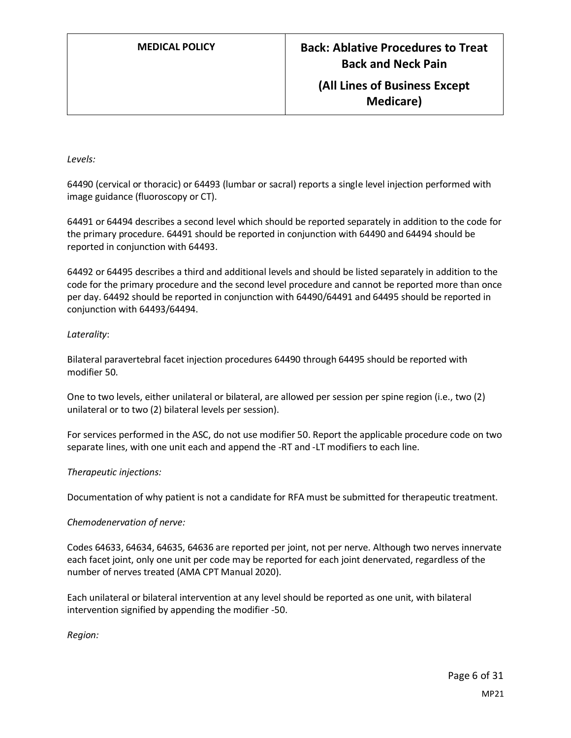*Levels:*

64490 (cervical or thoracic) or 64493 (lumbar or sacral) reports a single level injection performed with image guidance (fluoroscopy or CT).

64491 or 64494 describes a second level which should be reported separately in addition to the code for the primary procedure. 64491 should be reported in conjunction with 64490 and 64494 should be reported in conjunction with 64493.

64492 or 64495 describes a third and additional levels and should be listed separately in addition to the code for the primary procedure and the second level procedure and cannot be reported more than once per day. 64492 should be reported in conjunction with 64490/64491 and 64495 should be reported in conjunction with 64493/64494.

*Laterality*:

Bilateral paravertebral facet injection procedures 64490 through 64495 should be reported with modifier 50.

One to two levels, either unilateral or bilateral, are allowed per session per spine region (i.e., two (2) unilateral or to two (2) bilateral levels per session).

For services performed in the ASC, do not use modifier 50. Report the applicable procedure code on two separate lines, with one unit each and append the -RT and -LT modifiers to each line.

*Therapeutic injections:*

Documentation of why patient is not a candidate for RFA must be submitted for therapeutic treatment.

*Chemodenervation of nerve:*

Codes 64633, 64634, 64635, 64636 are reported per joint, not per nerve. Although two nerves innervate each facet joint, only one unit per code may be reported for each joint denervated, regardless of the number of nerves treated (AMA CPT Manual 2020).

Each unilateral or bilateral intervention at any level should be reported as one unit, with bilateral intervention signified by appending the modifier -50.

*Region:*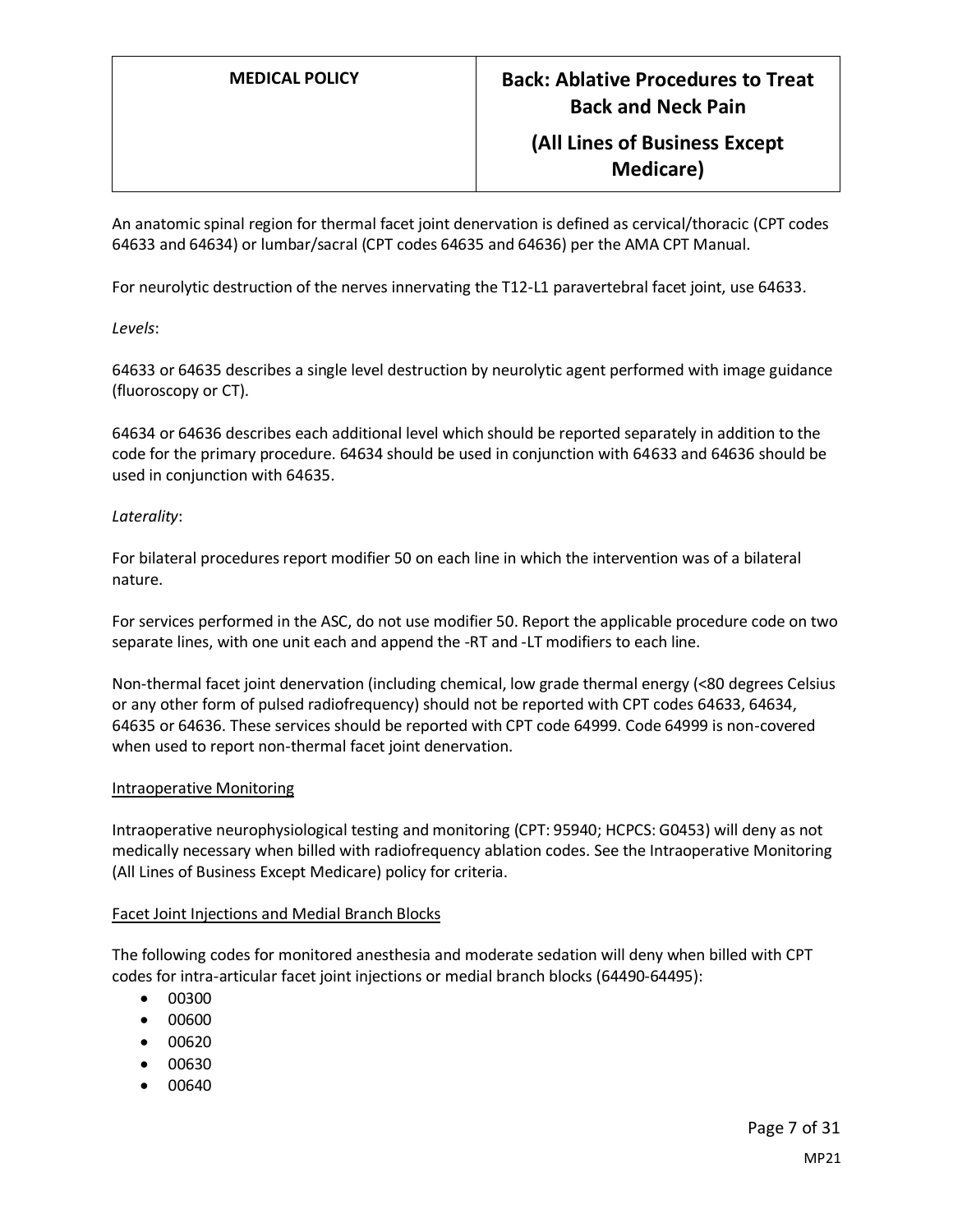An anatomic spinal region for thermal facet joint denervation is defined as cervical/thoracic (CPT codes 64633 and 64634) or lumbar/sacral (CPT codes 64635 and 64636) per the AMA CPT Manual.

For neurolytic destruction of the nerves innervating the T12-L1 paravertebral facet joint, use 64633.

*Levels*:

64633 or 64635 describes a single level destruction by neurolytic agent performed with image guidance (fluoroscopy or CT).

64634 or 64636 describes each additional level which should be reported separately in addition to the code for the primary procedure. 64634 should be used in conjunction with 64633 and 64636 should be used in conjunction with 64635.

*Laterality*:

For bilateral procedures report modifier 50 on each line in which the intervention was of a bilateral nature.

For services performed in the ASC, do not use modifier 50. Report the applicable procedure code on two separate lines, with one unit each and append the -RT and -LT modifiers to each line.

Non-thermal facet joint denervation (including chemical, low grade thermal energy (<80 degrees Celsius or any other form of pulsed radiofrequency) should not be reported with CPT codes 64633, 64634, 64635 or 64636. These services should be reported with CPT code 64999. Code 64999 is non-covered when used to report non-thermal facet joint denervation.

<u>Intraoperative Monitoring</u>

Intraoperative neurophysiological testing and monitoring (CPT: 95940; HCPCS: G0453) will deny as not medically necessary when billed with radiofrequency ablation codes. See the Intraoperative Monitoring (All Lines of Business Except Medicare) policy for criteria.

<u>Facet Joint Injections and Medial Branch Blocks</u>

The following codes for monitored anesthesia and moderate sedation will deny when billed with CPT codes for intra-articular facet joint injections or medial branch blocks (64490-64495):

- 00300
- 00600
- 00620
- 00630
- 00640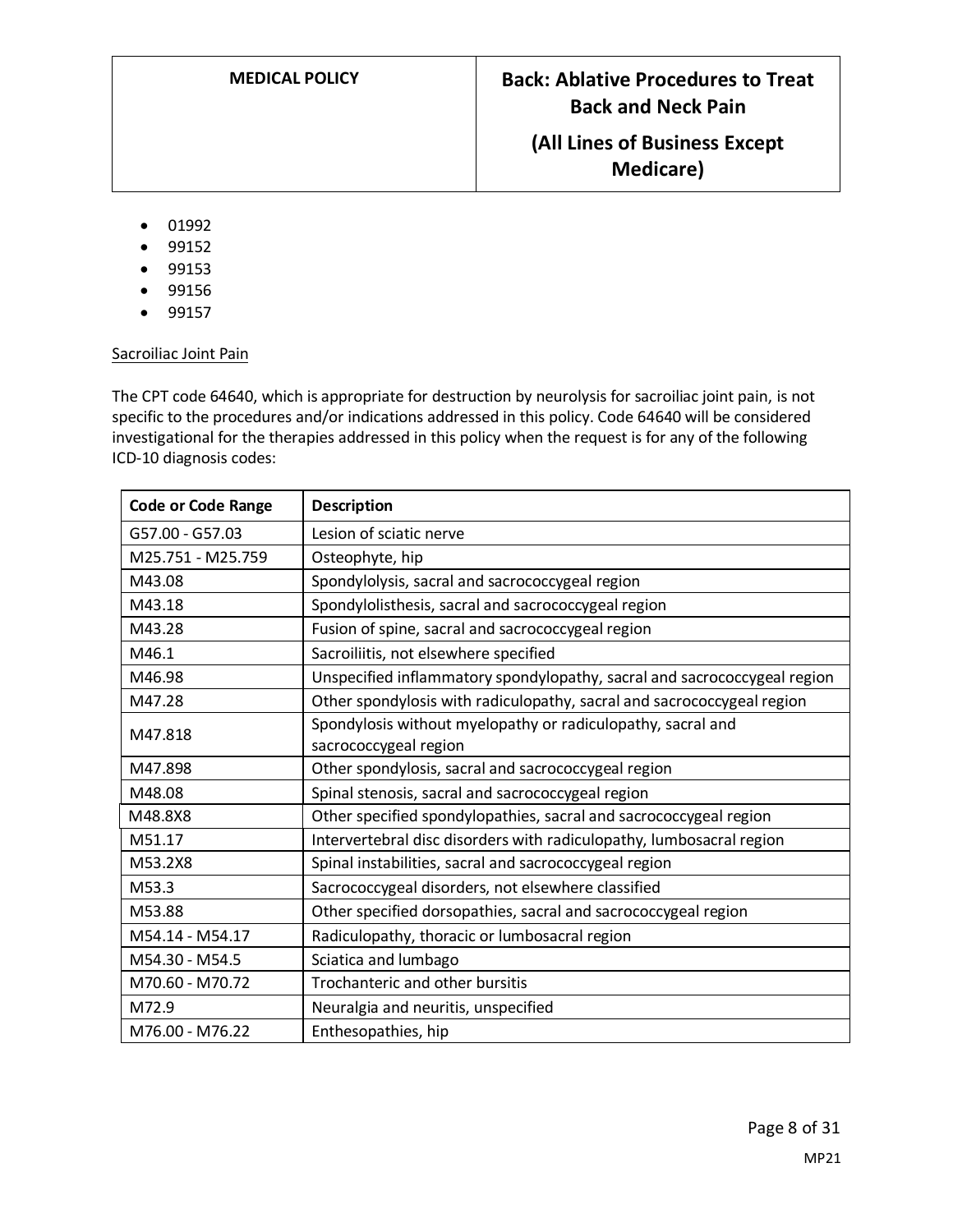- 01992
- 99152
- 99153
- 99156
- 99157

Sacroiliac Joint Pain

The CPT code 64640, which is appropriate for destruction by neurolysis for sacroiliac joint pain, is not specific to the procedures and/or indications addressed in this policy. Code 64640 will be considered investigational for the therapies addressed in this policy when the request is for any of the following ICD-10 diagnosis codes:

| Code or Code Range | Description |
|---|---|
| G57.00 - G57.03 | Lesion of sciatic nerve |
| M25.751 - M25.759 | Osteophyte, hip |
| M43.08 | Spondylolysis, sacral and sacrococcygeal region |
| M43.18 | Spondylolisthesis, sacral and sacrococcygeal region |
| M43.28 | Fusion of spine, sacral and sacrococcygeal region |
| M46.1 | Sacroiliitis, not elsewhere specified |
| M46.98 | Unspecified inflammatory spondylopathy, sacral and sacrococcygeal region |
| M47.28 | Other spondylosis with radiculopathy, sacral and sacrococcygeal region |
| M47.818 | Spondylosis without myelopathy or radiculopathy, sacral and sacrococcygeal region |
| M47.898 | Other spondylosis, sacral and sacrococcygeal region |
| M48.08 | Spinal stenosis, sacral and sacrococcygeal region |
| M48.8X8 | Other specified spondylopathies, sacral and sacrococcygeal region |
| M51.17 | Intervertebral disc disorders with radiculopathy, lumbosacral region |
| M53.2X8 | Spinal instabilities, sacral and sacrococcygeal region |
| M53.3 | Sacrococcygeal disorders, not elsewhere classified |
| M53.88 | Other specified dorsopathies, sacral and sacrococcygeal region |
| M54.14 - M54.17 | Radiculopathy, thoracic or lumbosacral region |
| M54.30 - M54.5 | Sciatica and lumbago |
| M70.60 - M70.72 | Trochanteric and other bursitis |
| M72.9 | Neuralgia and neuritis, unspecified |
| M76.00 - M76.22 | Enthesopathies, hip |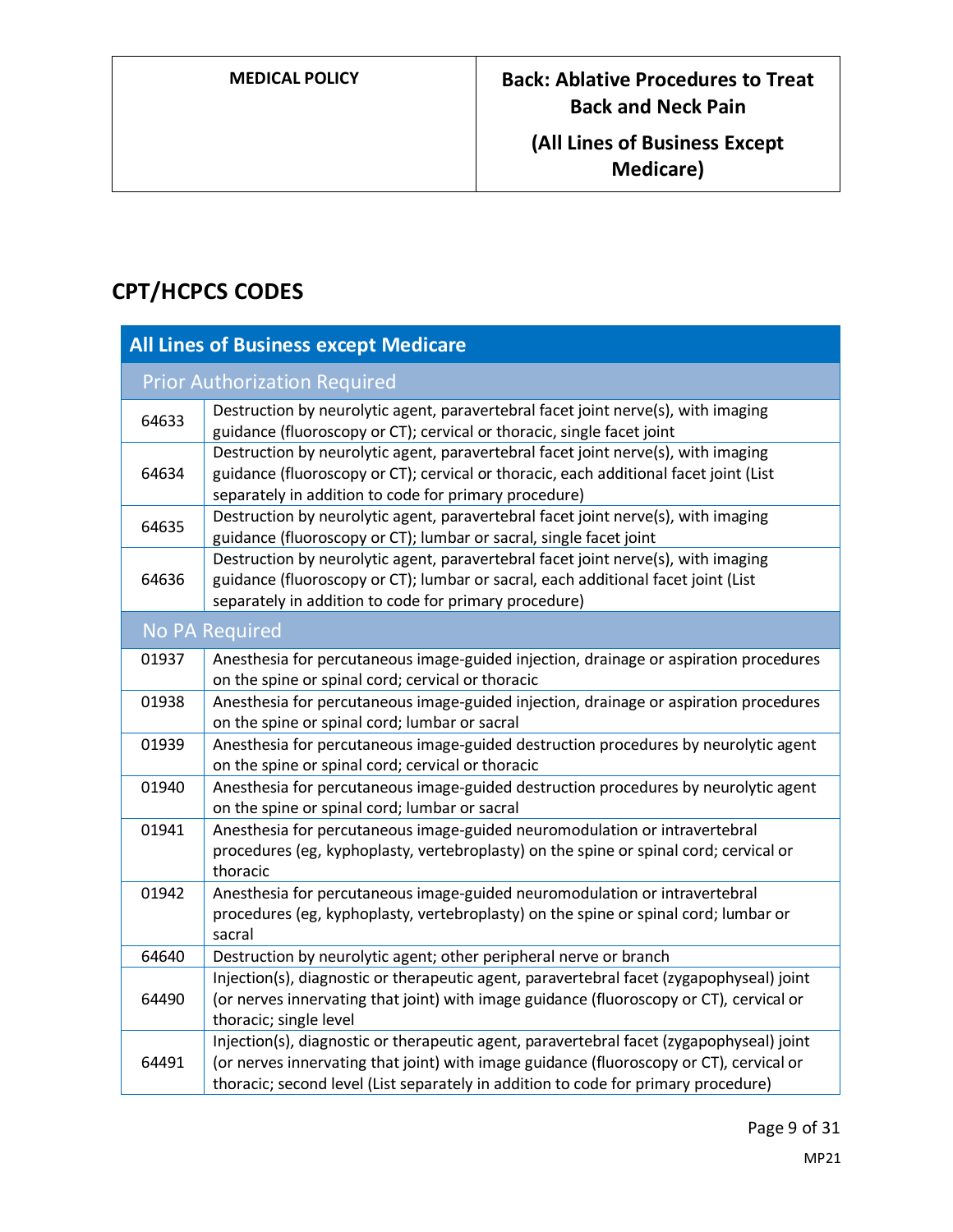## CPT/HCPCS CODES

| All Lines of Business except Medicare | |
|---|---|
| **Prior Authorization Required** | |
| 64633 | Destruction by neurolytic agent, paravertebral facet joint nerve(s), with imaging guidance (fluoroscopy or CT); cervical or thoracic, single facet joint |
| 64634 | Destruction by neurolytic agent, paravertebral facet joint nerve(s), with imaging guidance (fluoroscopy or CT); cervical or thoracic, each additional facet joint (List separately in addition to code for primary procedure) |
| 64635 | Destruction by neurolytic agent, paravertebral facet joint nerve(s), with imaging guidance (fluoroscopy or CT); lumbar or sacral, single facet joint |
| 64636 | Destruction by neurolytic agent, paravertebral facet joint nerve(s), with imaging guidance (fluoroscopy or CT); lumbar or sacral, each additional facet joint (List separately in addition to code for primary procedure) |
| **No PA Required** | |
| 01937 | Anesthesia for percutaneous image-guided injection, drainage or aspiration procedures on the spine or spinal cord; cervical or thoracic |
| 01938 | Anesthesia for percutaneous image-guided injection, drainage or aspiration procedures on the spine or spinal cord; lumbar or sacral |
| 01939 | Anesthesia for percutaneous image-guided destruction procedures by neurolytic agent on the spine or spinal cord; cervical or thoracic |
| 01940 | Anesthesia for percutaneous image-guided destruction procedures by neurolytic agent on the spine or spinal cord; lumbar or sacral |
| 01941 | Anesthesia for percutaneous image-guided neuromodulation or intravertebral procedures (eg, kyphoplasty, vertebroplasty) on the spine or spinal cord; cervical or thoracic |
| 01942 | Anesthesia for percutaneous image-guided neuromodulation or intravertebral procedures (eg, kyphoplasty, vertebroplasty) on the spine or spinal cord; lumbar or sacral |
| 64640 | Destruction by neurolytic agent; other peripheral nerve or branch |
| 64490 | Injection(s), diagnostic or therapeutic agent, paravertebral facet (zygapophyseal) joint (or nerves innervating that joint) with image guidance (fluoroscopy or CT), cervical or thoracic; single level |
| 64491 | Injection(s), diagnostic or therapeutic agent, paravertebral facet (zygapophyseal) joint (or nerves innervating that joint) with image guidance (fluoroscopy or CT), cervical or thoracic; second level (List separately in addition to code for primary procedure) |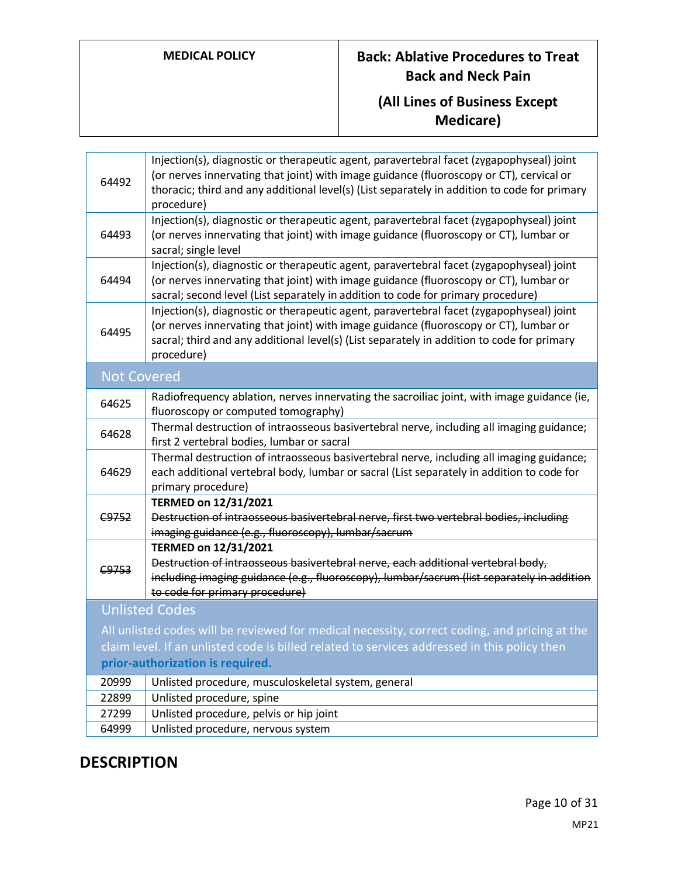| | |
|---|---|
| 64492 | Injection(s), diagnostic or therapeutic agent, paravertebral facet (zygapophyseal) joint (or nerves innervating that joint) with image guidance (fluoroscopy or CT), cervical or thoracic; third and any additional level(s) (List separately in addition to code for primary procedure) |
| 64493 | Injection(s), diagnostic or therapeutic agent, paravertebral facet (zygapophyseal) joint (or nerves innervating that joint) with image guidance (fluoroscopy or CT), lumbar or sacral; single level |
| 64494 | Injection(s), diagnostic or therapeutic agent, paravertebral facet (zygapophyseal) joint (or nerves innervating that joint) with image guidance (fluoroscopy or CT), lumbar or sacral; second level (List separately in addition to code for primary procedure) |
| 64495 | Injection(s), diagnostic or therapeutic agent, paravertebral facet (zygapophyseal) joint (or nerves innervating that joint) with image guidance (fluoroscopy or CT), lumbar or sacral; third and any additional level(s) (List separately in addition to code for primary procedure) |
| **Not Covered** | |
| 64625 | Radiofrequency ablation, nerves innervating the sacroiliac joint, with image guidance (ie, fluoroscopy or computed tomography) |
| 64628 | Thermal destruction of intraosseous basivertebral nerve, including all imaging guidance; first 2 vertebral bodies, lumbar or sacral |
| 64629 | Thermal destruction of intraosseous basivertebral nerve, including all imaging guidance; each additional vertebral body, lumbar or sacral (List separately in addition to code for primary procedure) |
| ~~C9752~~ | **TERMED on 12/31/2021** ~~Destruction of intraosseous basivertebral nerve, first two vertebral bodies, including imaging guidance (e.g., fluoroscopy), lumbar/sacrum~~ |
| ~~C9753~~ | **TERMED on 12/31/2021** ~~Destruction of intraosseous basivertebral nerve, each additional vertebral body, including imaging guidance (e.g., fluoroscopy), lumbar/sacrum (list separately in addition to code for primary procedure)~~ |
| **Unlisted Codes** All unlisted codes will be reviewed for medical necessity, correct coding, and pricing at the claim level. If an unlisted code is billed related to services addressed in this policy then **prior-authorization is required.** | |
| 20999 | Unlisted procedure, musculoskeletal system, general |
| 22899 | Unlisted procedure, spine |
| 27299 | Unlisted procedure, pelvis or hip joint |
| 64999 | Unlisted procedure, nervous system |

## DESCRIPTION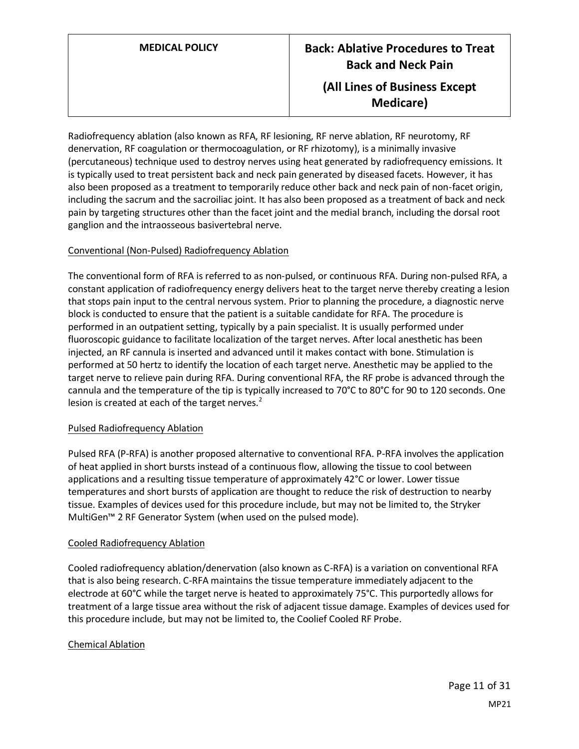Radiofrequency ablation (also known as RFA, RF lesioning, RF nerve ablation, RF neurotomy, RF denervation, RF coagulation or thermocoagulation, or RF rhizotomy), is a minimally invasive (percutaneous) technique used to destroy nerves using heat generated by radiofrequency emissions. It is typically used to treat persistent back and neck pain generated by diseased facets. However, it has also been proposed as a treatment to temporarily reduce other back and neck pain of non-facet origin, including the sacrum and the sacroiliac joint. It has also been proposed as a treatment of back and neck pain by targeting structures other than the facet joint and the medial branch, including the dorsal root ganglion and the intraosseous basivertebral nerve.

<u>Conventional (Non-Pulsed) Radiofrequency Ablation</u>

The conventional form of RFA is referred to as non-pulsed, or continuous RFA. During non-pulsed RFA, a constant application of radiofrequency energy delivers heat to the target nerve thereby creating a lesion that stops pain input to the central nervous system. Prior to planning the procedure, a diagnostic nerve block is conducted to ensure that the patient is a suitable candidate for RFA. The procedure is performed in an outpatient setting, typically by a pain specialist. It is usually performed under fluoroscopic guidance to facilitate localization of the target nerves. After local anesthetic has been injected, an RF cannula is inserted and advanced until it makes contact with bone. Stimulation is performed at 50 hertz to identify the location of each target nerve. Anesthetic may be applied to the target nerve to relieve pain during RFA. During conventional RFA, the RF probe is advanced through the cannula and the temperature of the tip is typically increased to 70°C to 80°C for 90 to 120 seconds. One lesion is created at each of the target nerves.[2]

<u>Pulsed Radiofrequency Ablation</u>

Pulsed RFA (P-RFA) is another proposed alternative to conventional RFA. P-RFA involves the application of heat applied in short bursts instead of a continuous flow, allowing the tissue to cool between applications and a resulting tissue temperature of approximately 42°C or lower. Lower tissue temperatures and short bursts of application are thought to reduce the risk of destruction to nearby tissue. Examples of devices used for this procedure include, but may not be limited to, the Stryker MultiGen™ 2 RF Generator System (when used on the pulsed mode).

<u>Cooled Radiofrequency Ablation</u>

Cooled radiofrequency ablation/denervation (also known as C-RFA) is a variation on conventional RFA that is also being research. C-RFA maintains the tissue temperature immediately adjacent to the electrode at 60°C while the target nerve is heated to approximately 75°C. This purportedly allows for treatment of a large tissue area without the risk of adjacent tissue damage. Examples of devices used for this procedure include, but may not be limited to, the Coolief Cooled RF Probe.

<u>Chemical Ablation</u>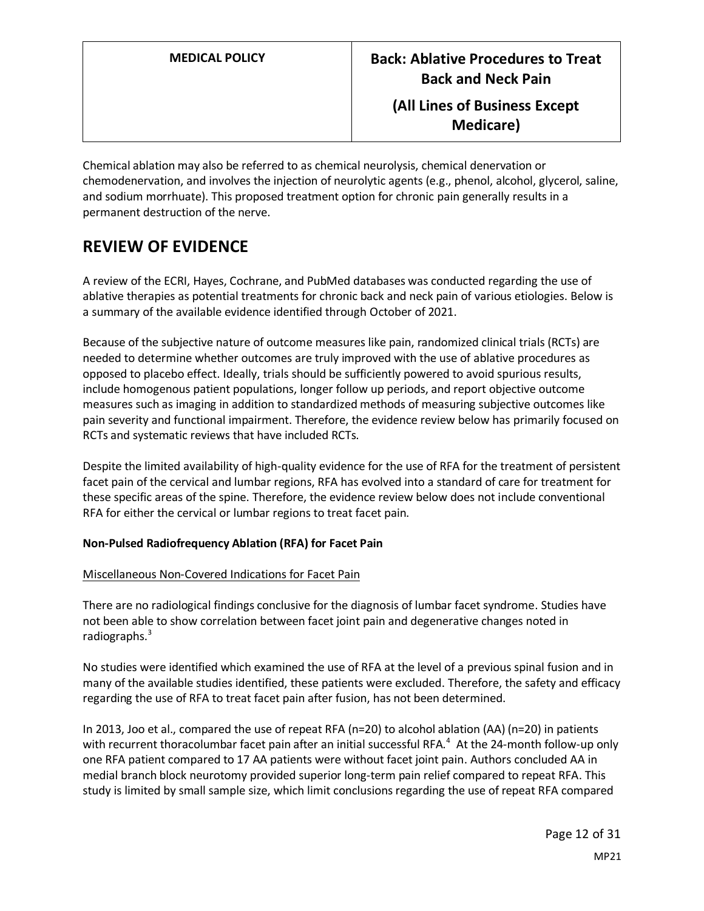Chemical ablation may also be referred to as chemical neurolysis, chemical denervation or chemodenervation, and involves the injection of neurolytic agents (e.g., phenol, alcohol, glycerol, saline, and sodium morrhuate). This proposed treatment option for chronic pain generally results in a permanent destruction of the nerve.

# REVIEW OF EVIDENCE

A review of the ECRI, Hayes, Cochrane, and PubMed databases was conducted regarding the use of ablative therapies as potential treatments for chronic back and neck pain of various etiologies. Below is a summary of the available evidence identified through October of 2021.

Because of the subjective nature of outcome measures like pain, randomized clinical trials (RCTs) are needed to determine whether outcomes are truly improved with the use of ablative procedures as opposed to placebo effect. Ideally, trials should be sufficiently powered to avoid spurious results, include homogenous patient populations, longer follow up periods, and report objective outcome measures such as imaging in addition to standardized methods of measuring subjective outcomes like pain severity and functional impairment. Therefore, the evidence review below has primarily focused on RCTs and systematic reviews that have included RCTs.

Despite the limited availability of high-quality evidence for the use of RFA for the treatment of persistent facet pain of the cervical and lumbar regions, RFA has evolved into a standard of care for treatment for these specific areas of the spine. Therefore, the evidence review below does not include conventional RFA for either the cervical or lumbar regions to treat facet pain.

**Non-Pulsed Radiofrequency Ablation (RFA) for Facet Pain**

Miscellaneous Non-Covered Indications for Facet Pain

There are no radiological findings conclusive for the diagnosis of lumbar facet syndrome. Studies have not been able to show correlation between facet joint pain and degenerative changes noted in radiographs.[3]

No studies were identified which examined the use of RFA at the level of a previous spinal fusion and in many of the available studies identified, these patients were excluded. Therefore, the safety and efficacy regarding the use of RFA to treat facet pain after fusion, has not been determined.

In 2013, Joo et al., compared the use of repeat RFA (n=20) to alcohol ablation (AA) (n=20) in patients with recurrent thoracolumbar facet pain after an initial successful RFA.[4] At the 24-month follow-up only one RFA patient compared to 17 AA patients were without facet joint pain. Authors concluded AA in medial branch block neurotomy provided superior long-term pain relief compared to repeat RFA. This study is limited by small sample size, which limit conclusions regarding the use of repeat RFA compared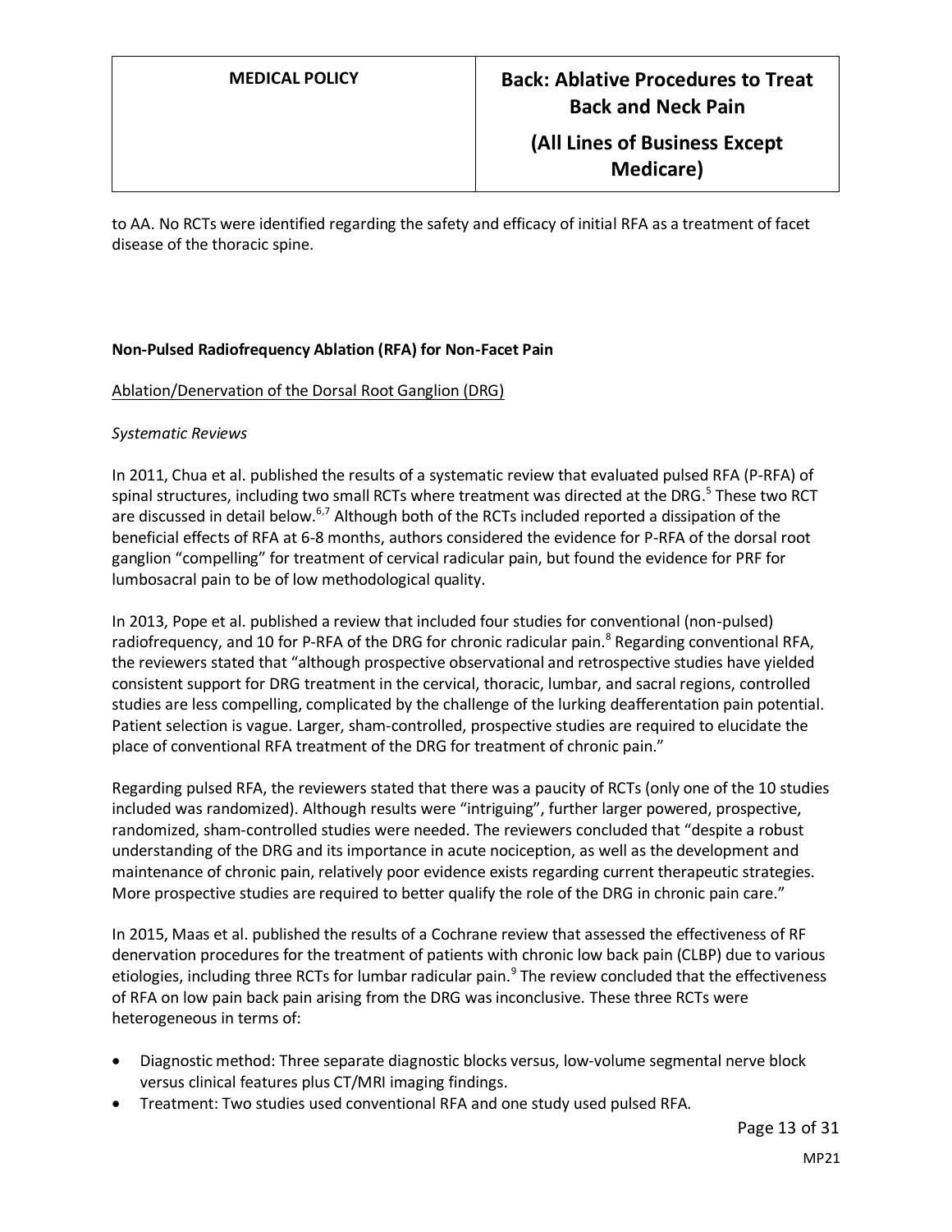to AA. No RCTs were identified regarding the safety and efficacy of initial RFA as a treatment of facet disease of the thoracic spine.

**Non-Pulsed Radiofrequency Ablation (RFA) for Non-Facet Pain**

Ablation/Denervation of the Dorsal Root Ganglion (DRG)

*Systematic Reviews*

In 2011, Chua et al. published the results of a systematic review that evaluated pulsed RFA (P-RFA) of spinal structures, including two small RCTs where treatment was directed at the DRG.[5] These two RCT are discussed in detail below.[6,7] Although both of the RCTs included reported a dissipation of the beneficial effects of RFA at 6-8 months, authors considered the evidence for P-RFA of the dorsal root ganglion "compelling" for treatment of cervical radicular pain, but found the evidence for PRF for lumbosacral pain to be of low methodological quality.

In 2013, Pope et al. published a review that included four studies for conventional (non-pulsed) radiofrequency, and 10 for P-RFA of the DRG for chronic radicular pain.[8] Regarding conventional RFA, the reviewers stated that "although prospective observational and retrospective studies have yielded consistent support for DRG treatment in the cervical, thoracic, lumbar, and sacral regions, controlled studies are less compelling, complicated by the challenge of the lurking deafferentation pain potential. Patient selection is vague. Larger, sham-controlled, prospective studies are required to elucidate the place of conventional RFA treatment of the DRG for treatment of chronic pain."

Regarding pulsed RFA, the reviewers stated that there was a paucity of RCTs (only one of the 10 studies included was randomized). Although results were "intriguing", further larger powered, prospective, randomized, sham-controlled studies were needed. The reviewers concluded that "despite a robust understanding of the DRG and its importance in acute nociception, as well as the development and maintenance of chronic pain, relatively poor evidence exists regarding current therapeutic strategies. More prospective studies are required to better qualify the role of the DRG in chronic pain care."

In 2015, Maas et al. published the results of a Cochrane review that assessed the effectiveness of RF denervation procedures for the treatment of patients with chronic low back pain (CLBP) due to various etiologies, including three RCTs for lumbar radicular pain.[9] The review concluded that the effectiveness of RFA on low pain back pain arising from the DRG was inconclusive. These three RCTs were heterogeneous in terms of:

- Diagnostic method: Three separate diagnostic blocks versus, low-volume segmental nerve block versus clinical features plus CT/MRI imaging findings.
- Treatment: Two studies used conventional RFA and one study used pulsed RFA.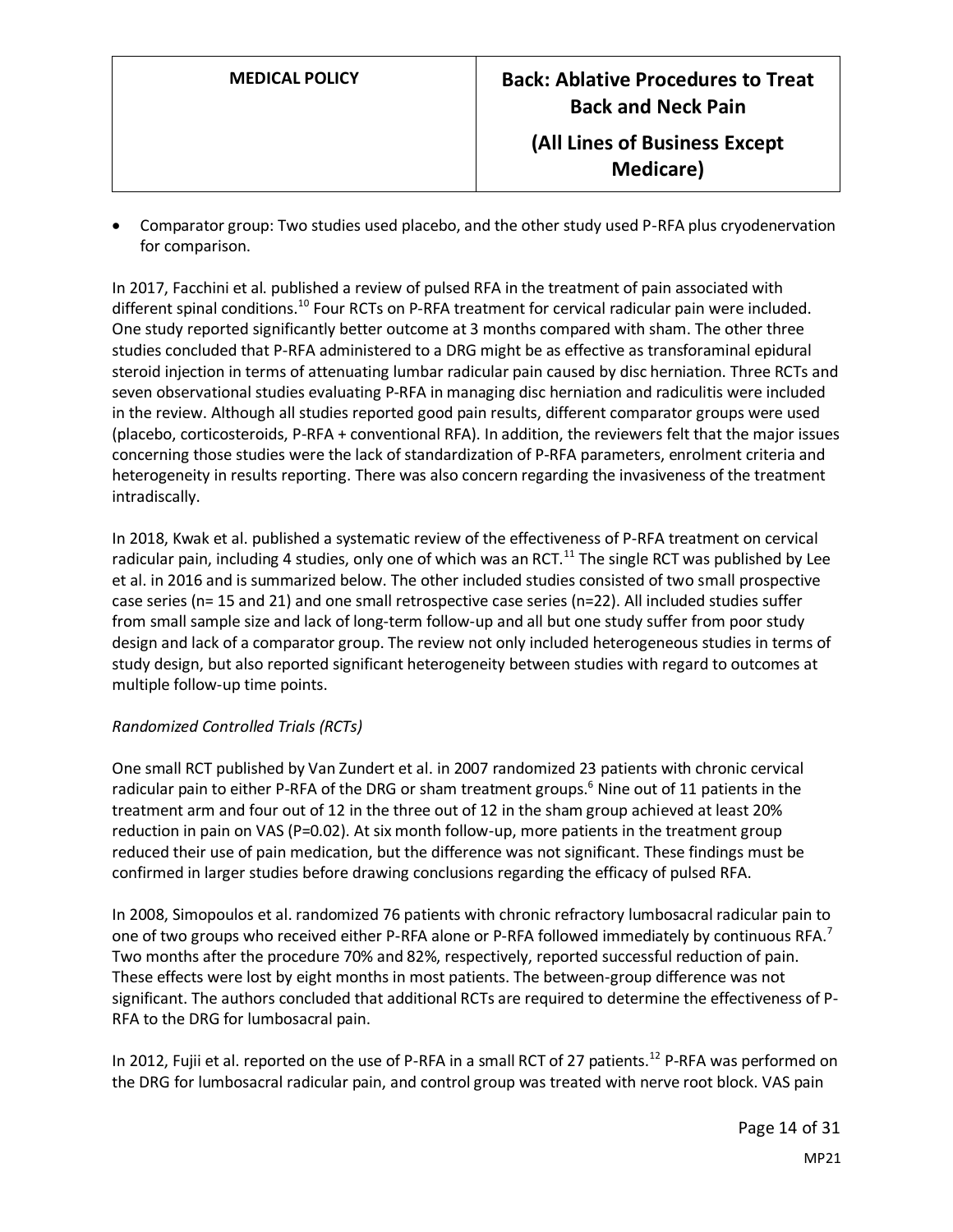- Comparator group: Two studies used placebo, and the other study used P-RFA plus cryodenervation for comparison.

In 2017, Facchini et al. published a review of pulsed RFA in the treatment of pain associated with different spinal conditions.[10] Four RCTs on P-RFA treatment for cervical radicular pain were included. One study reported significantly better outcome at 3 months compared with sham. The other three studies concluded that P-RFA administered to a DRG might be as effective as transforaminal epidural steroid injection in terms of attenuating lumbar radicular pain caused by disc herniation. Three RCTs and seven observational studies evaluating P-RFA in managing disc herniation and radiculitis were included in the review. Although all studies reported good pain results, different comparator groups were used (placebo, corticosteroids, P-RFA + conventional RFA). In addition, the reviewers felt that the major issues concerning those studies were the lack of standardization of P-RFA parameters, enrolment criteria and heterogeneity in results reporting. There was also concern regarding the invasiveness of the treatment intradiscally.

In 2018, Kwak et al. published a systematic review of the effectiveness of P-RFA treatment on cervical radicular pain, including 4 studies, only one of which was an RCT.[11] The single RCT was published by Lee et al. in 2016 and is summarized below. The other included studies consisted of two small prospective case series (n= 15 and 21) and one small retrospective case series (n=22). All included studies suffer from small sample size and lack of long-term follow-up and all but one study suffer from poor study design and lack of a comparator group. The review not only included heterogeneous studies in terms of study design, but also reported significant heterogeneity between studies with regard to outcomes at multiple follow-up time points.

*Randomized Controlled Trials (RCTs)*

One small RCT published by Van Zundert et al. in 2007 randomized 23 patients with chronic cervical radicular pain to either P-RFA of the DRG or sham treatment groups.[6] Nine out of 11 patients in the treatment arm and four out of 12 in the three out of 12 in the sham group achieved at least 20% reduction in pain on VAS (P=0.02). At six month follow-up, more patients in the treatment group reduced their use of pain medication, but the difference was not significant. These findings must be confirmed in larger studies before drawing conclusions regarding the efficacy of pulsed RFA.

In 2008, Simopoulos et al. randomized 76 patients with chronic refractory lumbosacral radicular pain to one of two groups who received either P-RFA alone or P-RFA followed immediately by continuous RFA.[7] Two months after the procedure 70% and 82%, respectively, reported successful reduction of pain. These effects were lost by eight months in most patients. The between-group difference was not significant. The authors concluded that additional RCTs are required to determine the effectiveness of P-RFA to the DRG for lumbosacral pain.

In 2012, Fujii et al. reported on the use of P-RFA in a small RCT of 27 patients.[12] P-RFA was performed on the DRG for lumbosacral radicular pain, and control group was treated with nerve root block. VAS pain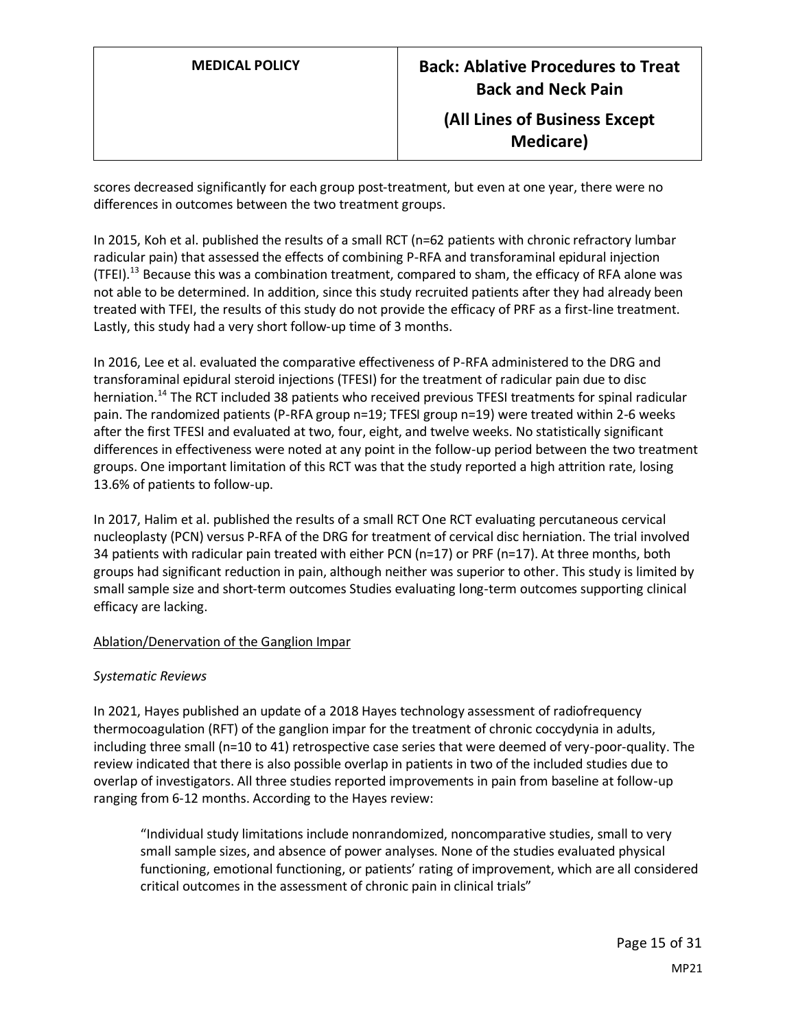scores decreased significantly for each group post-treatment, but even at one year, there were no differences in outcomes between the two treatment groups.

In 2015, Koh et al. published the results of a small RCT (n=62 patients with chronic refractory lumbar radicular pain) that assessed the effects of combining P-RFA and transforaminal epidural injection (TFEI).[13] Because this was a combination treatment, compared to sham, the efficacy of RFA alone was not able to be determined. In addition, since this study recruited patients after they had already been treated with TFEI, the results of this study do not provide the efficacy of PRF as a first-line treatment. Lastly, this study had a very short follow-up time of 3 months.

In 2016, Lee et al. evaluated the comparative effectiveness of P-RFA administered to the DRG and transforaminal epidural steroid injections (TFESI) for the treatment of radicular pain due to disc herniation.[14] The RCT included 38 patients who received previous TFESI treatments for spinal radicular pain. The randomized patients (P-RFA group n=19; TFESI group n=19) were treated within 2-6 weeks after the first TFESI and evaluated at two, four, eight, and twelve weeks. No statistically significant differences in effectiveness were noted at any point in the follow-up period between the two treatment groups. One important limitation of this RCT was that the study reported a high attrition rate, losing 13.6% of patients to follow-up.

In 2017, Halim et al. published the results of a small RCT One RCT evaluating percutaneous cervical nucleoplasty (PCN) versus P-RFA of the DRG for treatment of cervical disc herniation. The trial involved 34 patients with radicular pain treated with either PCN (n=17) or PRF (n=17). At three months, both groups had significant reduction in pain, although neither was superior to other. This study is limited by small sample size and short-term outcomes Studies evaluating long-term outcomes supporting clinical efficacy are lacking.

<u>Ablation/Denervation of the Ganglion Impar</u>

*Systematic Reviews*

In 2021, Hayes published an update of a 2018 Hayes technology assessment of radiofrequency thermocoagulation (RFT) of the ganglion impar for the treatment of chronic coccydynia in adults, including three small (n=10 to 41) retrospective case series that were deemed of very-poor-quality. The review indicated that there is also possible overlap in patients in two of the included studies due to overlap of investigators. All three studies reported improvements in pain from baseline at follow-up ranging from 6-12 months. According to the Hayes review:

> "Individual study limitations include nonrandomized, noncomparative studies, small to very small sample sizes, and absence of power analyses. None of the studies evaluated physical functioning, emotional functioning, or patients' rating of improvement, which are all considered critical outcomes in the assessment of chronic pain in clinical trials"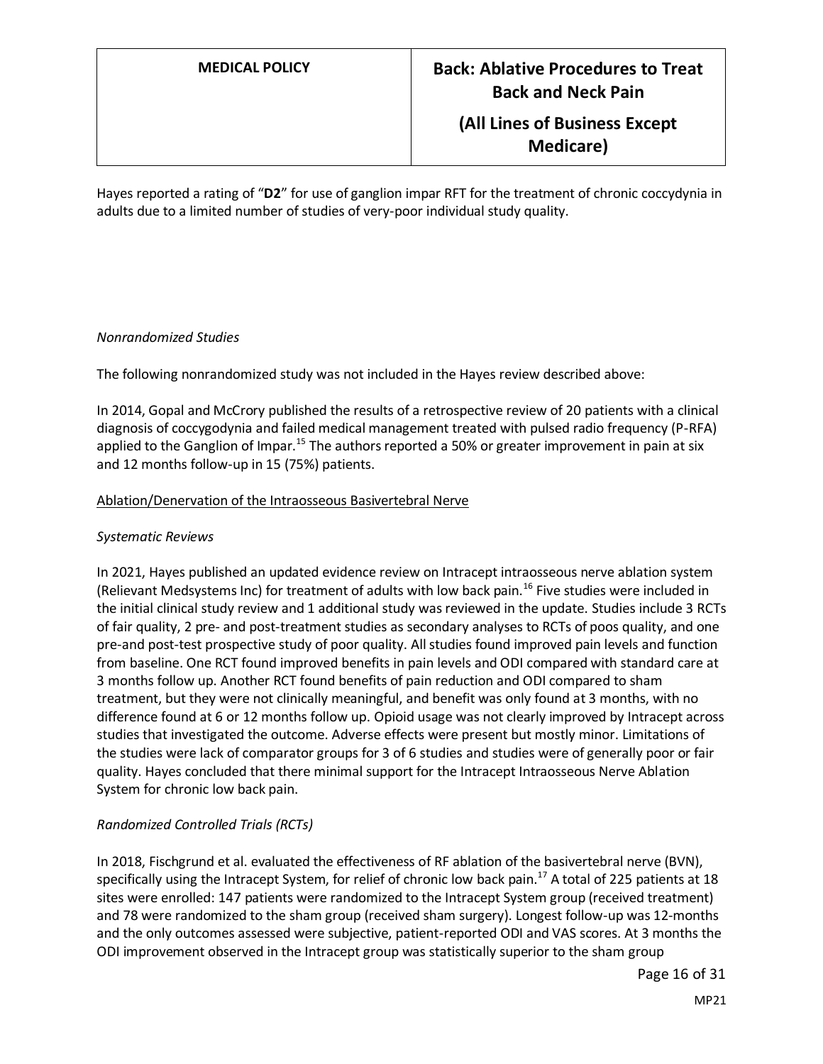Hayes reported a rating of "**D2**" for use of ganglion impar RFT for the treatment of chronic coccydynia in adults due to a limited number of studies of very-poor individual study quality.

*Nonrandomized Studies*

The following nonrandomized study was not included in the Hayes review described above:

In 2014, Gopal and McCrory published the results of a retrospective review of 20 patients with a clinical diagnosis of coccygodynia and failed medical management treated with pulsed radio frequency (P-RFA) applied to the Ganglion of Impar.[15] The authors reported a 50% or greater improvement in pain at six and 12 months follow-up in 15 (75%) patients.

Ablation/Denervation of the Intraosseous Basivertebral Nerve

*Systematic Reviews*

In 2021, Hayes published an updated evidence review on Intracept intraosseous nerve ablation system (Relievant Medsystems Inc) for treatment of adults with low back pain.[16] Five studies were included in the initial clinical study review and 1 additional study was reviewed in the update. Studies include 3 RCTs of fair quality, 2 pre- and post-treatment studies as secondary analyses to RCTs of poos quality, and one pre-and post-test prospective study of poor quality. All studies found improved pain levels and function from baseline. One RCT found improved benefits in pain levels and ODI compared with standard care at 3 months follow up. Another RCT found benefits of pain reduction and ODI compared to sham treatment, but they were not clinically meaningful, and benefit was only found at 3 months, with no difference found at 6 or 12 months follow up. Opioid usage was not clearly improved by Intracept across studies that investigated the outcome. Adverse effects were present but mostly minor. Limitations of the studies were lack of comparator groups for 3 of 6 studies and studies were of generally poor or fair quality. Hayes concluded that there minimal support for the Intracept Intraosseous Nerve Ablation System for chronic low back pain.

*Randomized Controlled Trials (RCTs)*

In 2018, Fischgrund et al. evaluated the effectiveness of RF ablation of the basivertebral nerve (BVN), specifically using the Intracept System, for relief of chronic low back pain.[17] A total of 225 patients at 18 sites were enrolled: 147 patients were randomized to the Intracept System group (received treatment) and 78 were randomized to the sham group (received sham surgery). Longest follow-up was 12-months and the only outcomes assessed were subjective, patient-reported ODI and VAS scores. At 3 months the ODI improvement observed in the Intracept group was statistically superior to the sham group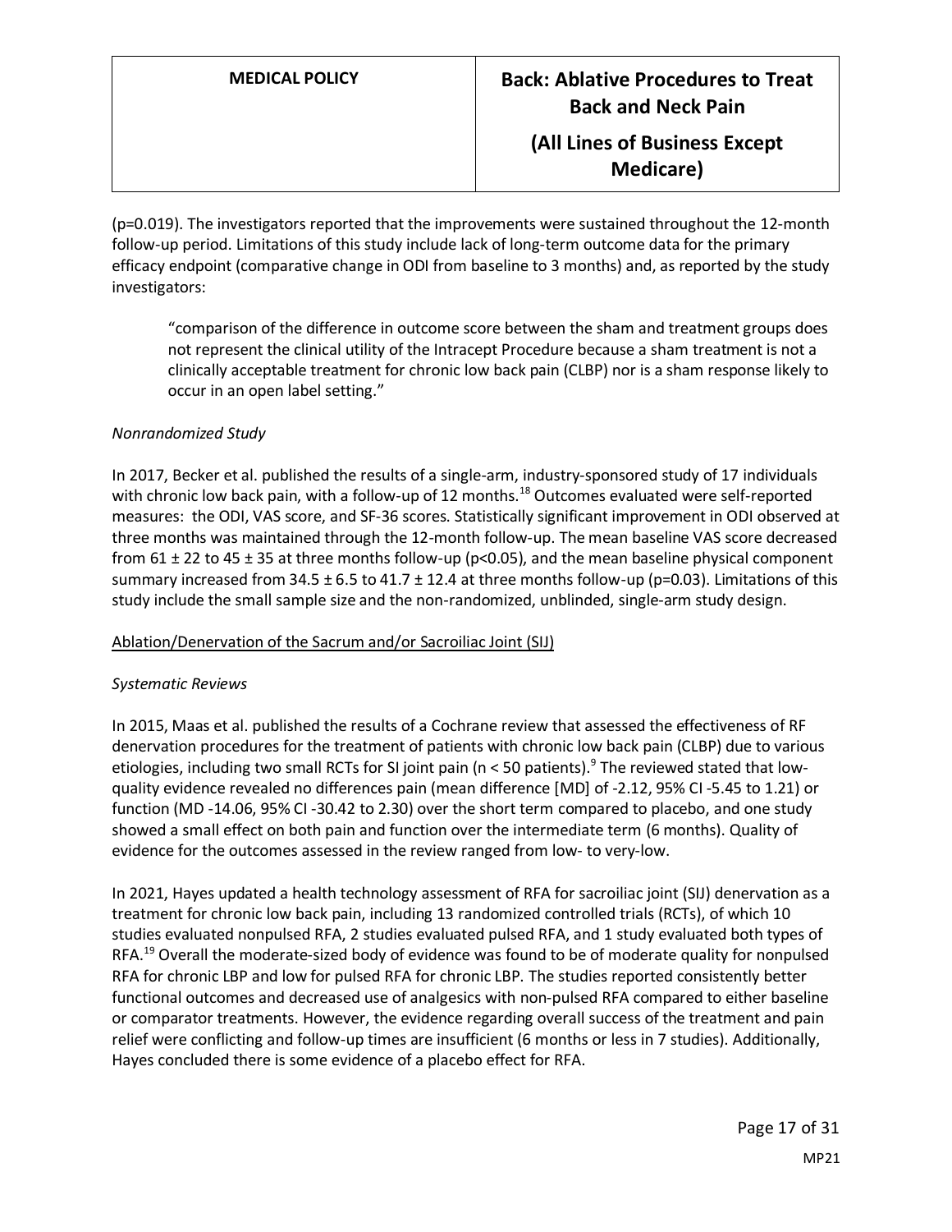(p=0.019). The investigators reported that the improvements were sustained throughout the 12-month follow-up period. Limitations of this study include lack of long-term outcome data for the primary efficacy endpoint (comparative change in ODI from baseline to 3 months) and, as reported by the study investigators:

> "comparison of the difference in outcome score between the sham and treatment groups does not represent the clinical utility of the Intracept Procedure because a sham treatment is not a clinically acceptable treatment for chronic low back pain (CLBP) nor is a sham response likely to occur in an open label setting."

*Nonrandomized Study*

In 2017, Becker et al. published the results of a single-arm, industry-sponsored study of 17 individuals with chronic low back pain, with a follow-up of 12 months.[18] Outcomes evaluated were self-reported measures: the ODI, VAS score, and SF-36 scores. Statistically significant improvement in ODI observed at three months was maintained through the 12-month follow-up. The mean baseline VAS score decreased from 61 ± 22 to 45 ± 35 at three months follow-up ($p<0.05$), and the mean baseline physical component summary increased from 34.5 ± 6.5 to 41.7 ± 12.4 at three months follow-up (p=0.03). Limitations of this study include the small sample size and the non-randomized, unblinded, single-arm study design.

<u>Ablation/Denervation of the Sacrum and/or Sacroiliac Joint (SIJ)</u>

*Systematic Reviews*

In 2015, Maas et al. published the results of a Cochrane review that assessed the effectiveness of RF denervation procedures for the treatment of patients with chronic low back pain (CLBP) due to various etiologies, including two small RCTs for SI joint pain (n < 50 patients).[9] The reviewed stated that low-quality evidence revealed no differences pain (mean difference [MD] of -2.12, 95% CI -5.45 to 1.21) or function (MD -14.06, 95% CI -30.42 to 2.30) over the short term compared to placebo, and one study showed a small effect on both pain and function over the intermediate term (6 months). Quality of evidence for the outcomes assessed in the review ranged from low- to very-low.

In 2021, Hayes updated a health technology assessment of RFA for sacroiliac joint (SIJ) denervation as a treatment for chronic low back pain, including 13 randomized controlled trials (RCTs), of which 10 studies evaluated nonpulsed RFA, 2 studies evaluated pulsed RFA, and 1 study evaluated both types of RFA.[19] Overall the moderate-sized body of evidence was found to be of moderate quality for nonpulsed RFA for chronic LBP and low for pulsed RFA for chronic LBP. The studies reported consistently better functional outcomes and decreased use of analgesics with non-pulsed RFA compared to either baseline or comparator treatments. However, the evidence regarding overall success of the treatment and pain relief were conflicting and follow-up times are insufficient (6 months or less in 7 studies). Additionally, Hayes concluded there is some evidence of a placebo effect for RFA.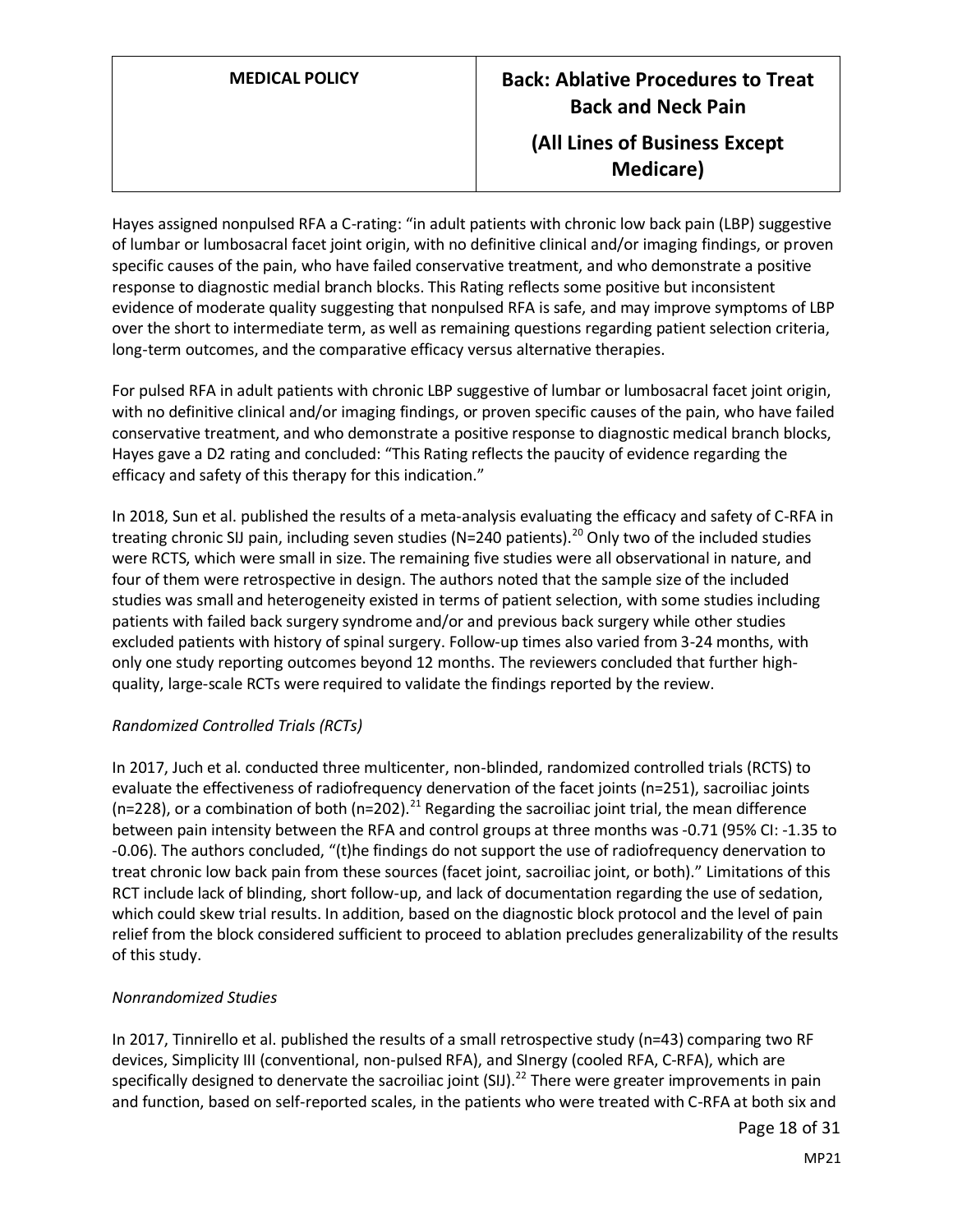Hayes assigned nonpulsed RFA a C-rating: "in adult patients with chronic low back pain (LBP) suggestive of lumbar or lumbosacral facet joint origin, with no definitive clinical and/or imaging findings, or proven specific causes of the pain, who have failed conservative treatment, and who demonstrate a positive response to diagnostic medial branch blocks. This Rating reflects some positive but inconsistent evidence of moderate quality suggesting that nonpulsed RFA is safe, and may improve symptoms of LBP over the short to intermediate term, as well as remaining questions regarding patient selection criteria, long-term outcomes, and the comparative efficacy versus alternative therapies.

For pulsed RFA in adult patients with chronic LBP suggestive of lumbar or lumbosacral facet joint origin, with no definitive clinical and/or imaging findings, or proven specific causes of the pain, who have failed conservative treatment, and who demonstrate a positive response to diagnostic medical branch blocks, Hayes gave a D2 rating and concluded: "This Rating reflects the paucity of evidence regarding the efficacy and safety of this therapy for this indication."

In 2018, Sun et al. published the results of a meta-analysis evaluating the efficacy and safety of C-RFA in treating chronic SIJ pain, including seven studies (N=240 patients).[20] Only two of the included studies were RCTS, which were small in size. The remaining five studies were all observational in nature, and four of them were retrospective in design. The authors noted that the sample size of the included studies was small and heterogeneity existed in terms of patient selection, with some studies including patients with failed back surgery syndrome and/or and previous back surgery while other studies excluded patients with history of spinal surgery. Follow-up times also varied from 3-24 months, with only one study reporting outcomes beyond 12 months. The reviewers concluded that further high-quality, large-scale RCTs were required to validate the findings reported by the review.

*Randomized Controlled Trials (RCTs)*

In 2017, Juch et al. conducted three multicenter, non-blinded, randomized controlled trials (RCTS) to evaluate the effectiveness of radiofrequency denervation of the facet joints (n=251), sacroiliac joints (n=228), or a combination of both (n=202).[21] Regarding the sacroiliac joint trial, the mean difference between pain intensity between the RFA and control groups at three months was -0.71 (95% CI: -1.35 to -0.06). The authors concluded, "(t)he findings do not support the use of radiofrequency denervation to treat chronic low back pain from these sources (facet joint, sacroiliac joint, or both)." Limitations of this RCT include lack of blinding, short follow-up, and lack of documentation regarding the use of sedation, which could skew trial results. In addition, based on the diagnostic block protocol and the level of pain relief from the block considered sufficient to proceed to ablation precludes generalizability of the results of this study.

*Nonrandomized Studies*

In 2017, Tinnirello et al. published the results of a small retrospective study (n=43) comparing two RF devices, Simplicity III (conventional, non-pulsed RFA), and SInergy (cooled RFA, C-RFA), which are specifically designed to denervate the sacroiliac joint (SIJ).[22] There were greater improvements in pain and function, based on self-reported scales, in the patients who were treated with C-RFA at both six and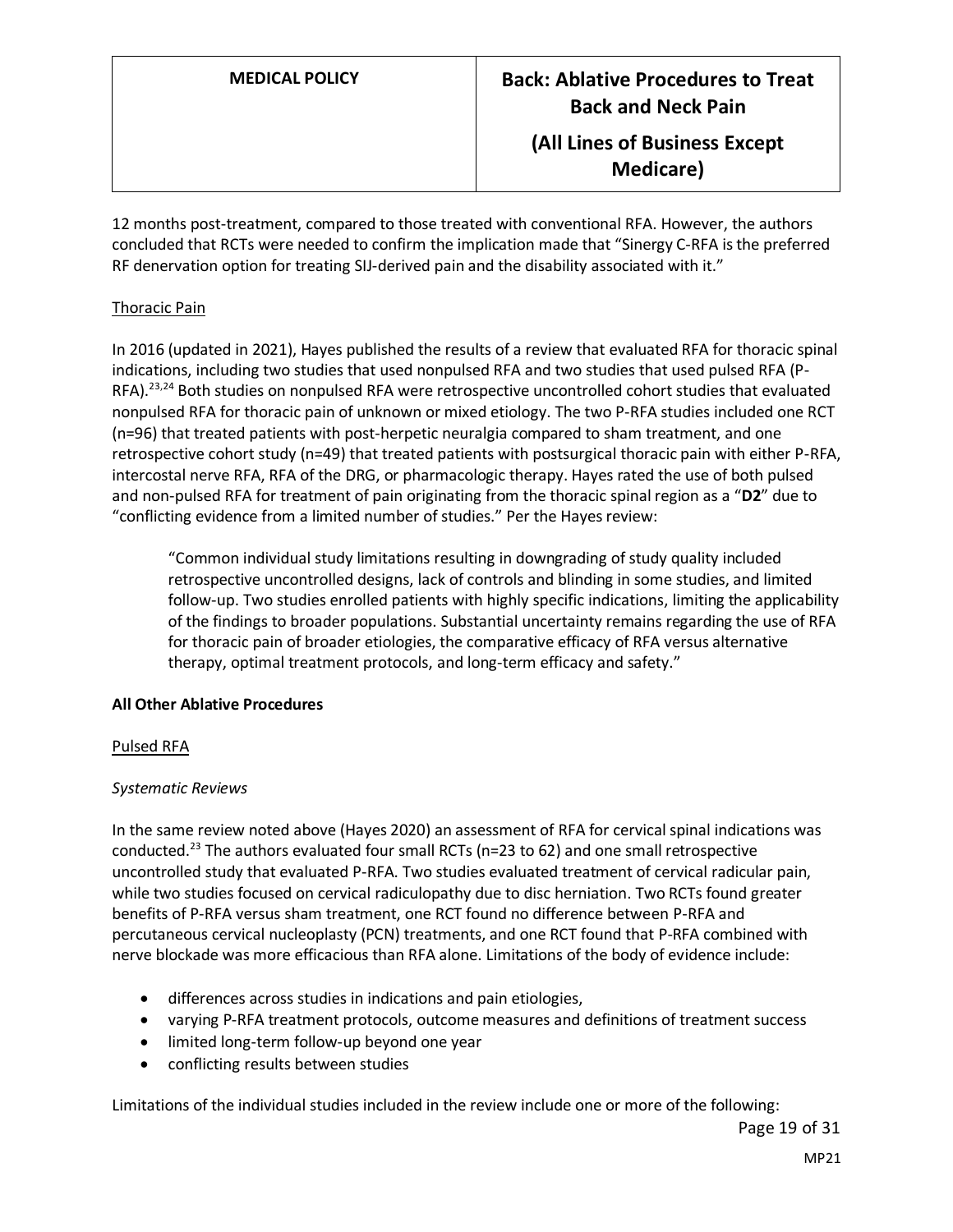12 months post-treatment, compared to those treated with conventional RFA. However, the authors concluded that RCTs were needed to confirm the implication made that "Sinergy C-RFA is the preferred RF denervation option for treating SIJ-derived pain and the disability associated with it."

Thoracic Pain

In 2016 (updated in 2021), Hayes published the results of a review that evaluated RFA for thoracic spinal indications, including two studies that used nonpulsed RFA and two studies that used pulsed RFA (P-RFA).[23,24] Both studies on nonpulsed RFA were retrospective uncontrolled cohort studies that evaluated nonpulsed RFA for thoracic pain of unknown or mixed etiology. The two P-RFA studies included one RCT (n=96) that treated patients with post-herpetic neuralgia compared to sham treatment, and one retrospective cohort study (n=49) that treated patients with postsurgical thoracic pain with either P-RFA, intercostal nerve RFA, RFA of the DRG, or pharmacologic therapy. Hayes rated the use of both pulsed and non-pulsed RFA for treatment of pain originating from the thoracic spinal region as a "**D2**" due to "conflicting evidence from a limited number of studies." Per the Hayes review:

> "Common individual study limitations resulting in downgrading of study quality included retrospective uncontrolled designs, lack of controls and blinding in some studies, and limited follow-up. Two studies enrolled patients with highly specific indications, limiting the applicability of the findings to broader populations. Substantial uncertainty remains regarding the use of RFA for thoracic pain of broader etiologies, the comparative efficacy of RFA versus alternative therapy, optimal treatment protocols, and long-term efficacy and safety."

**All Other Ablative Procedures**

Pulsed RFA

*Systematic Reviews*

In the same review noted above (Hayes 2020) an assessment of RFA for cervical spinal indications was conducted.[23] The authors evaluated four small RCTs (n=23 to 62) and one small retrospective uncontrolled study that evaluated P-RFA. Two studies evaluated treatment of cervical radicular pain, while two studies focused on cervical radiculopathy due to disc herniation. Two RCTs found greater benefits of P-RFA versus sham treatment, one RCT found no difference between P-RFA and percutaneous cervical nucleoplasty (PCN) treatments, and one RCT found that P-RFA combined with nerve blockade was more efficacious than RFA alone. Limitations of the body of evidence include:

- differences across studies in indications and pain etiologies,
- varying P-RFA treatment protocols, outcome measures and definitions of treatment success
- limited long-term follow-up beyond one year
- conflicting results between studies

Limitations of the individual studies included in the review include one or more of the following: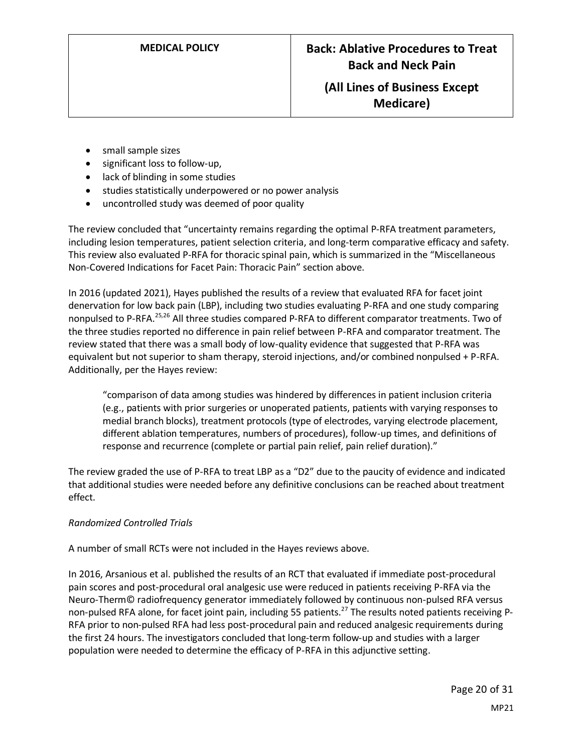- small sample sizes
- significant loss to follow-up,
- lack of blinding in some studies
- studies statistically underpowered or no power analysis
- uncontrolled study was deemed of poor quality

The review concluded that "uncertainty remains regarding the optimal P-RFA treatment parameters, including lesion temperatures, patient selection criteria, and long-term comparative efficacy and safety. This review also evaluated P-RFA for thoracic spinal pain, which is summarized in the "Miscellaneous Non-Covered Indications for Facet Pain: Thoracic Pain" section above.

In 2016 (updated 2021), Hayes published the results of a review that evaluated RFA for facet joint denervation for low back pain (LBP), including two studies evaluating P-RFA and one study comparing nonpulsed to P-RFA.[25,26] All three studies compared P-RFA to different comparator treatments. Two of the three studies reported no difference in pain relief between P-RFA and comparator treatment. The review stated that there was a small body of low-quality evidence that suggested that P-RFA was equivalent but not superior to sham therapy, steroid injections, and/or combined nonpulsed + P-RFA. Additionally, per the Hayes review:

> "comparison of data among studies was hindered by differences in patient inclusion criteria (e.g., patients with prior surgeries or unoperated patients, patients with varying responses to medial branch blocks), treatment protocols (type of electrodes, varying electrode placement, different ablation temperatures, numbers of procedures), follow-up times, and definitions of response and recurrence (complete or partial pain relief, pain relief duration)."

The review graded the use of P-RFA to treat LBP as a "D2" due to the paucity of evidence and indicated that additional studies were needed before any definitive conclusions can be reached about treatment effect.

*Randomized Controlled Trials*

A number of small RCTs were not included in the Hayes reviews above.

In 2016, Arsanious et al. published the results of an RCT that evaluated if immediate post-procedural pain scores and post-procedural oral analgesic use were reduced in patients receiving P-RFA via the Neuro-Therm© radiofrequency generator immediately followed by continuous non-pulsed RFA versus non-pulsed RFA alone, for facet joint pain, including 55 patients.[27] The results noted patients receiving P-RFA prior to non-pulsed RFA had less post-procedural pain and reduced analgesic requirements during the first 24 hours. The investigators concluded that long-term follow-up and studies with a larger population were needed to determine the efficacy of P-RFA in this adjunctive setting.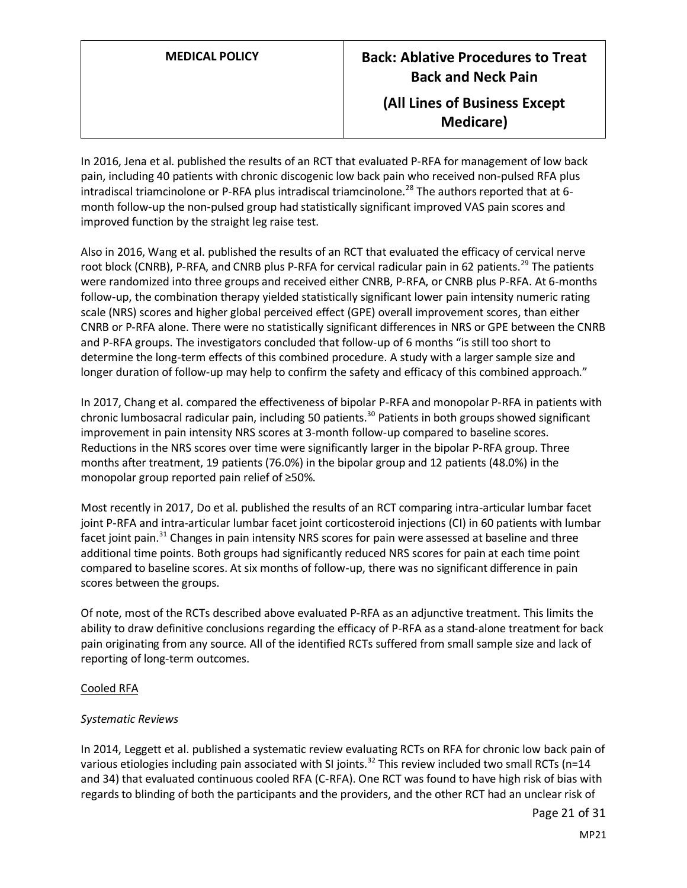In 2016, Jena et al. published the results of an RCT that evaluated P-RFA for management of low back pain, including 40 patients with chronic discogenic low back pain who received non-pulsed RFA plus intradiscal triamcinolone or P-RFA plus intradiscal triamcinolone.[28] The authors reported that at 6-month follow-up the non-pulsed group had statistically significant improved VAS pain scores and improved function by the straight leg raise test.

Also in 2016, Wang et al. published the results of an RCT that evaluated the efficacy of cervical nerve root block (CNRB), P-RFA, and CNRB plus P-RFA for cervical radicular pain in 62 patients.[29] The patients were randomized into three groups and received either CNRB, P-RFA, or CNRB plus P-RFA. At 6-months follow-up, the combination therapy yielded statistically significant lower pain intensity numeric rating scale (NRS) scores and higher global perceived effect (GPE) overall improvement scores, than either CNRB or P-RFA alone. There were no statistically significant differences in NRS or GPE between the CNRB and P-RFA groups. The investigators concluded that follow-up of 6 months "is still too short to determine the long-term effects of this combined procedure. A study with a larger sample size and longer duration of follow-up may help to confirm the safety and efficacy of this combined approach."

In 2017, Chang et al. compared the effectiveness of bipolar P-RFA and monopolar P-RFA in patients with chronic lumbosacral radicular pain, including 50 patients.[30] Patients in both groups showed significant improvement in pain intensity NRS scores at 3-month follow-up compared to baseline scores. Reductions in the NRS scores over time were significantly larger in the bipolar P-RFA group. Three months after treatment, 19 patients (76.0%) in the bipolar group and 12 patients (48.0%) in the monopolar group reported pain relief of ≥50%.

Most recently in 2017, Do et al. published the results of an RCT comparing intra-articular lumbar facet joint P-RFA and intra-articular lumbar facet joint corticosteroid injections (CI) in 60 patients with lumbar facet joint pain.[31] Changes in pain intensity NRS scores for pain were assessed at baseline and three additional time points. Both groups had significantly reduced NRS scores for pain at each time point compared to baseline scores. At six months of follow-up, there was no significant difference in pain scores between the groups.

Of note, most of the RCTs described above evaluated P-RFA as an adjunctive treatment. This limits the ability to draw definitive conclusions regarding the efficacy of P-RFA as a stand-alone treatment for back pain originating from any source. All of the identified RCTs suffered from small sample size and lack of reporting of long-term outcomes.

<u>Cooled RFA</u>

*Systematic Reviews*

In 2014, Leggett et al. published a systematic review evaluating RCTs on RFA for chronic low back pain of various etiologies including pain associated with SI joints.[32] This review included two small RCTs (n=14 and 34) that evaluated continuous cooled RFA (C-RFA). One RCT was found to have high risk of bias with regards to blinding of both the participants and the providers, and the other RCT had an unclear risk of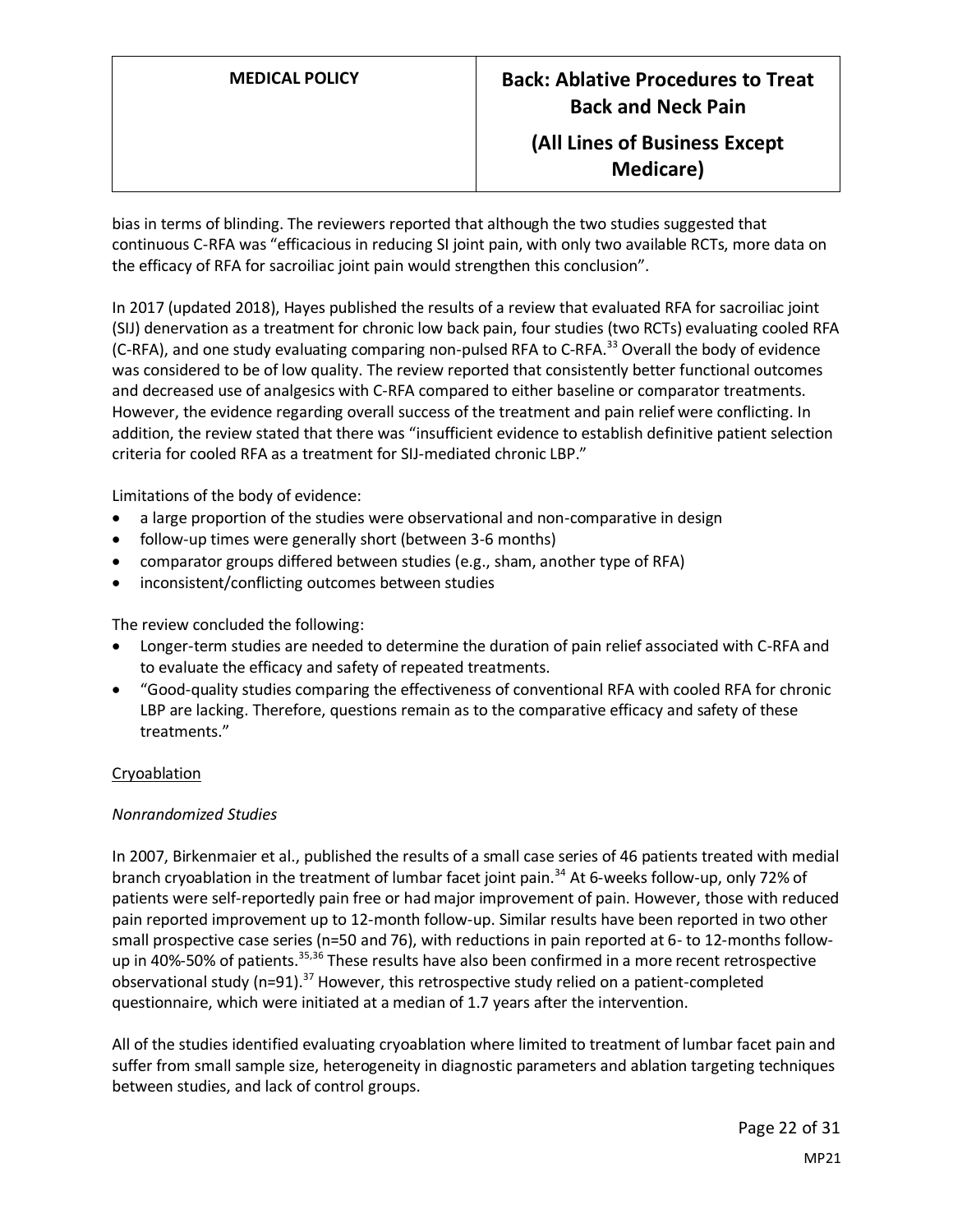bias in terms of blinding. The reviewers reported that although the two studies suggested that continuous C-RFA was "efficacious in reducing SI joint pain, with only two available RCTs, more data on the efficacy of RFA for sacroiliac joint pain would strengthen this conclusion".

In 2017 (updated 2018), Hayes published the results of a review that evaluated RFA for sacroiliac joint (SIJ) denervation as a treatment for chronic low back pain, four studies (two RCTs) evaluating cooled RFA (C-RFA), and one study evaluating comparing non-pulsed RFA to C-RFA.[33] Overall the body of evidence was considered to be of low quality. The review reported that consistently better functional outcomes and decreased use of analgesics with C-RFA compared to either baseline or comparator treatments. However, the evidence regarding overall success of the treatment and pain relief were conflicting. In addition, the review stated that there was "insufficient evidence to establish definitive patient selection criteria for cooled RFA as a treatment for SIJ-mediated chronic LBP."

Limitations of the body of evidence:

- a large proportion of the studies were observational and non-comparative in design
- follow-up times were generally short (between 3-6 months)
- comparator groups differed between studies (e.g., sham, another type of RFA)
- inconsistent/conflicting outcomes between studies

The review concluded the following:

- Longer-term studies are needed to determine the duration of pain relief associated with C-RFA and to evaluate the efficacy and safety of repeated treatments.
- "Good-quality studies comparing the effectiveness of conventional RFA with cooled RFA for chronic LBP are lacking. Therefore, questions remain as to the comparative efficacy and safety of these treatments."

<u>Cryoablation</u>

*Nonrandomized Studies*

In 2007, Birkenmaier et al., published the results of a small case series of 46 patients treated with medial branch cryoablation in the treatment of lumbar facet joint pain.[34] At 6-weeks follow-up, only 72% of patients were self-reportedly pain free or had major improvement of pain. However, those with reduced pain reported improvement up to 12-month follow-up. Similar results have been reported in two other small prospective case series (n=50 and 76), with reductions in pain reported at 6- to 12-months follow-up in 40%-50% of patients.[35,36] These results have also been confirmed in a more recent retrospective observational study (n=91).[37] However, this retrospective study relied on a patient-completed questionnaire, which were initiated at a median of 1.7 years after the intervention.

All of the studies identified evaluating cryoablation where limited to treatment of lumbar facet pain and suffer from small sample size, heterogeneity in diagnostic parameters and ablation targeting techniques between studies, and lack of control groups.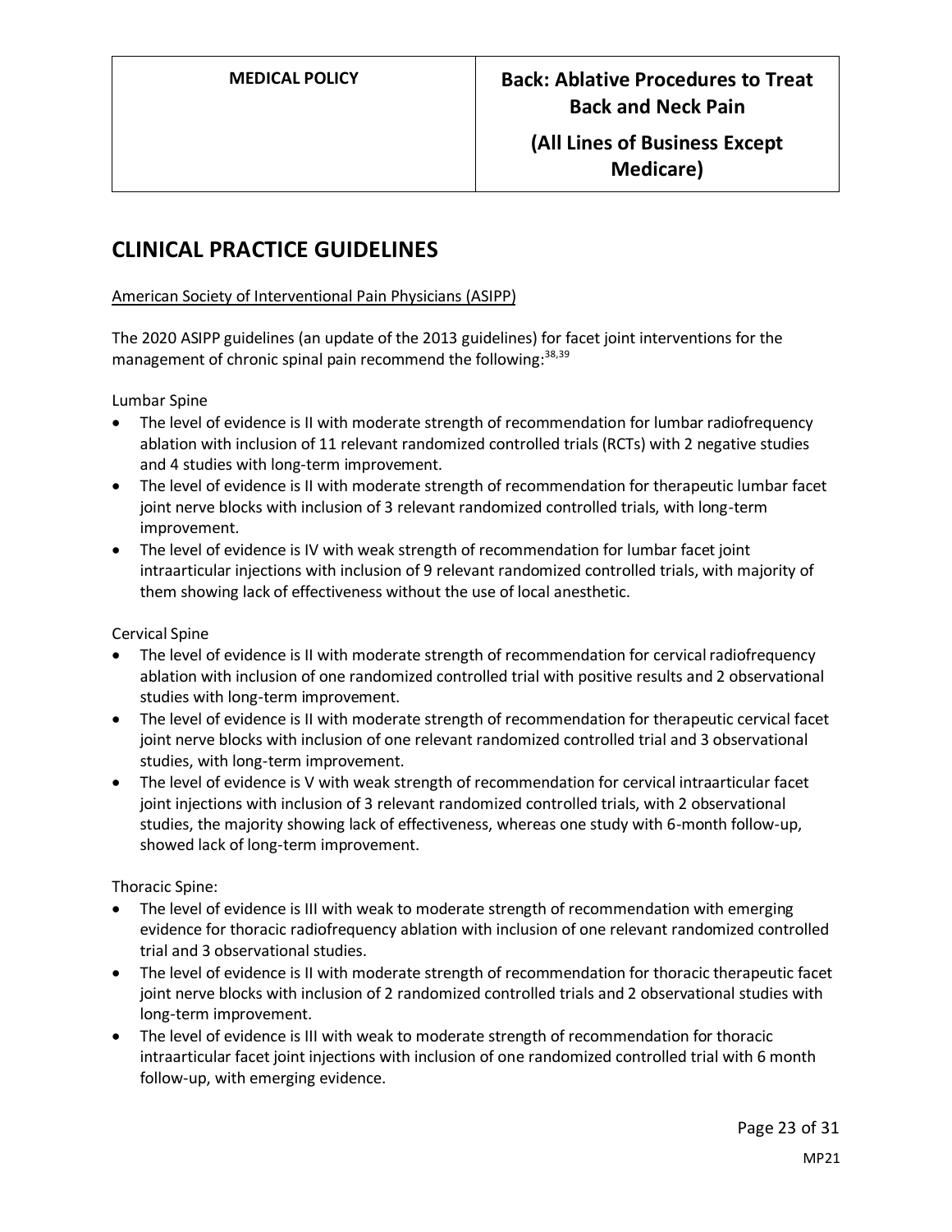## CLINICAL PRACTICE GUIDELINES

American Society of Interventional Pain Physicians (ASIPP)

The 2020 ASIPP guidelines (an update of the 2013 guidelines) for facet joint interventions for the management of chronic spinal pain recommend the following:[38,39]

Lumbar Spine

- The level of evidence is II with moderate strength of recommendation for lumbar radiofrequency ablation with inclusion of 11 relevant randomized controlled trials (RCTs) with 2 negative studies and 4 studies with long-term improvement.
- The level of evidence is II with moderate strength of recommendation for therapeutic lumbar facet joint nerve blocks with inclusion of 3 relevant randomized controlled trials, with long-term improvement.
- The level of evidence is IV with weak strength of recommendation for lumbar facet joint intraarticular injections with inclusion of 9 relevant randomized controlled trials, with majority of them showing lack of effectiveness without the use of local anesthetic.

Cervical Spine

- The level of evidence is II with moderate strength of recommendation for cervical radiofrequency ablation with inclusion of one randomized controlled trial with positive results and 2 observational studies with long-term improvement.
- The level of evidence is II with moderate strength of recommendation for therapeutic cervical facet joint nerve blocks with inclusion of one relevant randomized controlled trial and 3 observational studies, with long-term improvement.
- The level of evidence is V with weak strength of recommendation for cervical intraarticular facet joint injections with inclusion of 3 relevant randomized controlled trials, with 2 observational studies, the majority showing lack of effectiveness, whereas one study with 6-month follow-up, showed lack of long-term improvement.

Thoracic Spine:

- The level of evidence is III with weak to moderate strength of recommendation with emerging evidence for thoracic radiofrequency ablation with inclusion of one relevant randomized controlled trial and 3 observational studies.
- The level of evidence is II with moderate strength of recommendation for thoracic therapeutic facet joint nerve blocks with inclusion of 2 randomized controlled trials and 2 observational studies with long-term improvement.
- The level of evidence is III with weak to moderate strength of recommendation for thoracic intraarticular facet joint injections with inclusion of one randomized controlled trial with 6 month follow-up, with emerging evidence.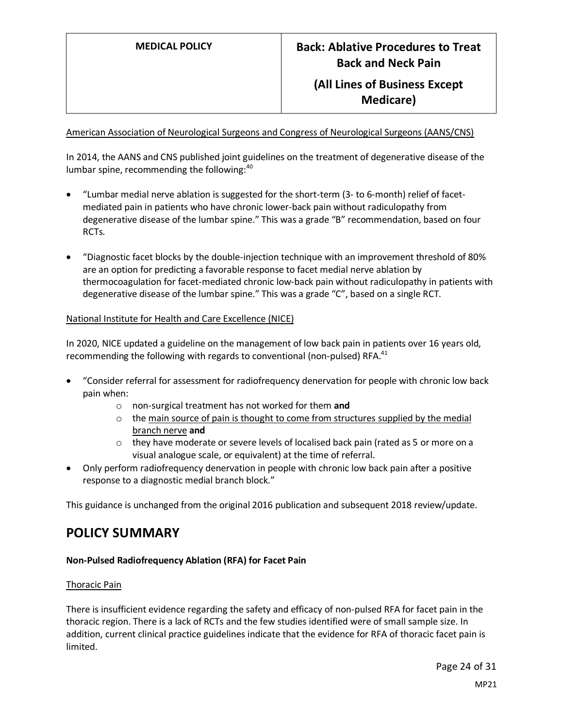American Association of Neurological Surgeons and Congress of Neurological Surgeons (AANS/CNS)

In 2014, the AANS and CNS published joint guidelines on the treatment of degenerative disease of the lumbar spine, recommending the following:[40]

- "Lumbar medial nerve ablation is suggested for the short-term (3- to 6-month) relief of facet-mediated pain in patients who have chronic lower-back pain without radiculopathy from degenerative disease of the lumbar spine." This was a grade "B" recommendation, based on four RCTs.
- "Diagnostic facet blocks by the double-injection technique with an improvement threshold of 80% are an option for predicting a favorable response to facet medial nerve ablation by thermocoagulation for facet-mediated chronic low-back pain without radiculopathy in patients with degenerative disease of the lumbar spine." This was a grade "C", based on a single RCT.

National Institute for Health and Care Excellence (NICE)

In 2020, NICE updated a guideline on the management of low back pain in patients over 16 years old, recommending the following with regards to conventional (non-pulsed) RFA.[41]

- "Consider referral for assessment for radiofrequency denervation for people with chronic low back pain when:
    - non-surgical treatment has not worked for them **and**
    - the main source of pain is thought to come from structures supplied by the medial branch nerve **and**
    - they have moderate or severe levels of localised back pain (rated as 5 or more on a visual analogue scale, or equivalent) at the time of referral.
- Only perform radiofrequency denervation in people with chronic low back pain after a positive response to a diagnostic medial branch block."

This guidance is unchanged from the original 2016 publication and subsequent 2018 review/update.

# POLICY SUMMARY

**Non-Pulsed Radiofrequency Ablation (RFA) for Facet Pain**

Thoracic Pain

There is insufficient evidence regarding the safety and efficacy of non-pulsed RFA for facet pain in the thoracic region. There is a lack of RCTs and the few studies identified were of small sample size. In addition, current clinical practice guidelines indicate that the evidence for RFA of thoracic facet pain is limited.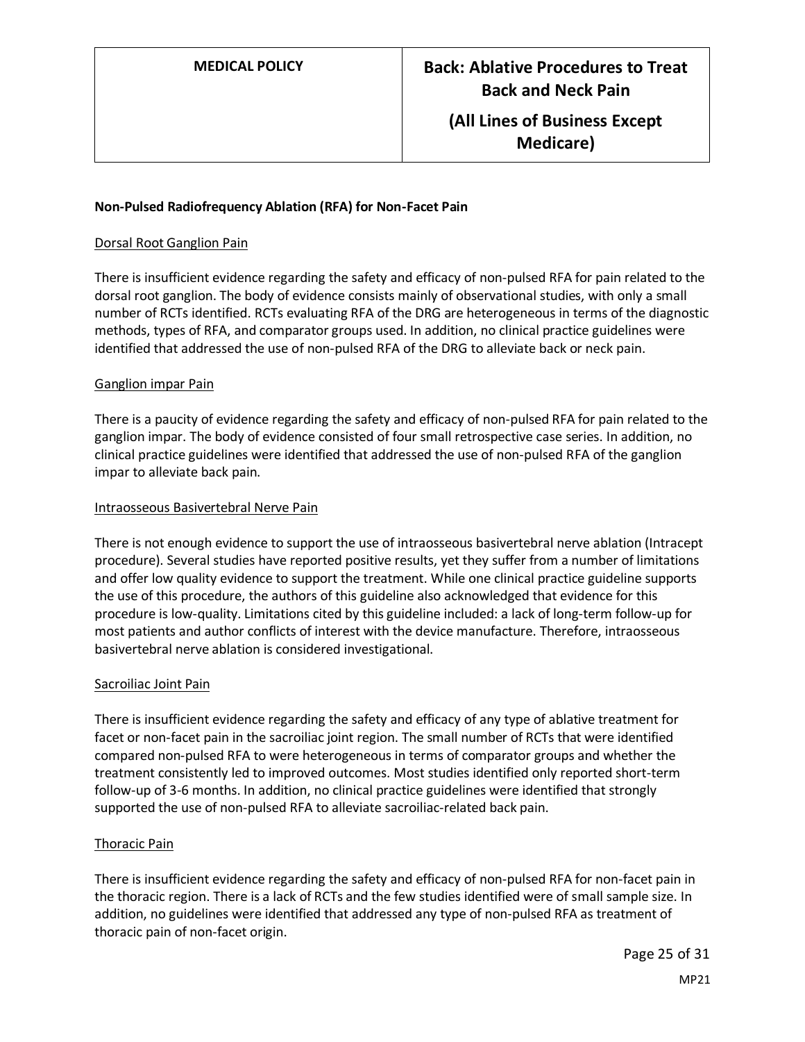**Non-Pulsed Radiofrequency Ablation (RFA) for Non-Facet Pain**

Dorsal Root Ganglion Pain

There is insufficient evidence regarding the safety and efficacy of non-pulsed RFA for pain related to the dorsal root ganglion. The body of evidence consists mainly of observational studies, with only a small number of RCTs identified. RCTs evaluating RFA of the DRG are heterogeneous in terms of the diagnostic methods, types of RFA, and comparator groups used. In addition, no clinical practice guidelines were identified that addressed the use of non-pulsed RFA of the DRG to alleviate back or neck pain.

Ganglion impar Pain

There is a paucity of evidence regarding the safety and efficacy of non-pulsed RFA for pain related to the ganglion impar. The body of evidence consisted of four small retrospective case series. In addition, no clinical practice guidelines were identified that addressed the use of non-pulsed RFA of the ganglion impar to alleviate back pain.

Intraosseous Basivertebral Nerve Pain

There is not enough evidence to support the use of intraosseous basivertebral nerve ablation (Intracept procedure). Several studies have reported positive results, yet they suffer from a number of limitations and offer low quality evidence to support the treatment. While one clinical practice guideline supports the use of this procedure, the authors of this guideline also acknowledged that evidence for this procedure is low-quality. Limitations cited by this guideline included: a lack of long-term follow-up for most patients and author conflicts of interest with the device manufacture. Therefore, intraosseous basivertebral nerve ablation is considered investigational.

Sacroiliac Joint Pain

There is insufficient evidence regarding the safety and efficacy of any type of ablative treatment for facet or non-facet pain in the sacroiliac joint region. The small number of RCTs that were identified compared non-pulsed RFA to were heterogeneous in terms of comparator groups and whether the treatment consistently led to improved outcomes. Most studies identified only reported short-term follow-up of 3-6 months. In addition, no clinical practice guidelines were identified that strongly supported the use of non-pulsed RFA to alleviate sacroiliac-related back pain.

Thoracic Pain

There is insufficient evidence regarding the safety and efficacy of non-pulsed RFA for non-facet pain in the thoracic region. There is a lack of RCTs and the few studies identified were of small sample size. In addition, no guidelines were identified that addressed any type of non-pulsed RFA as treatment of thoracic pain of non-facet origin.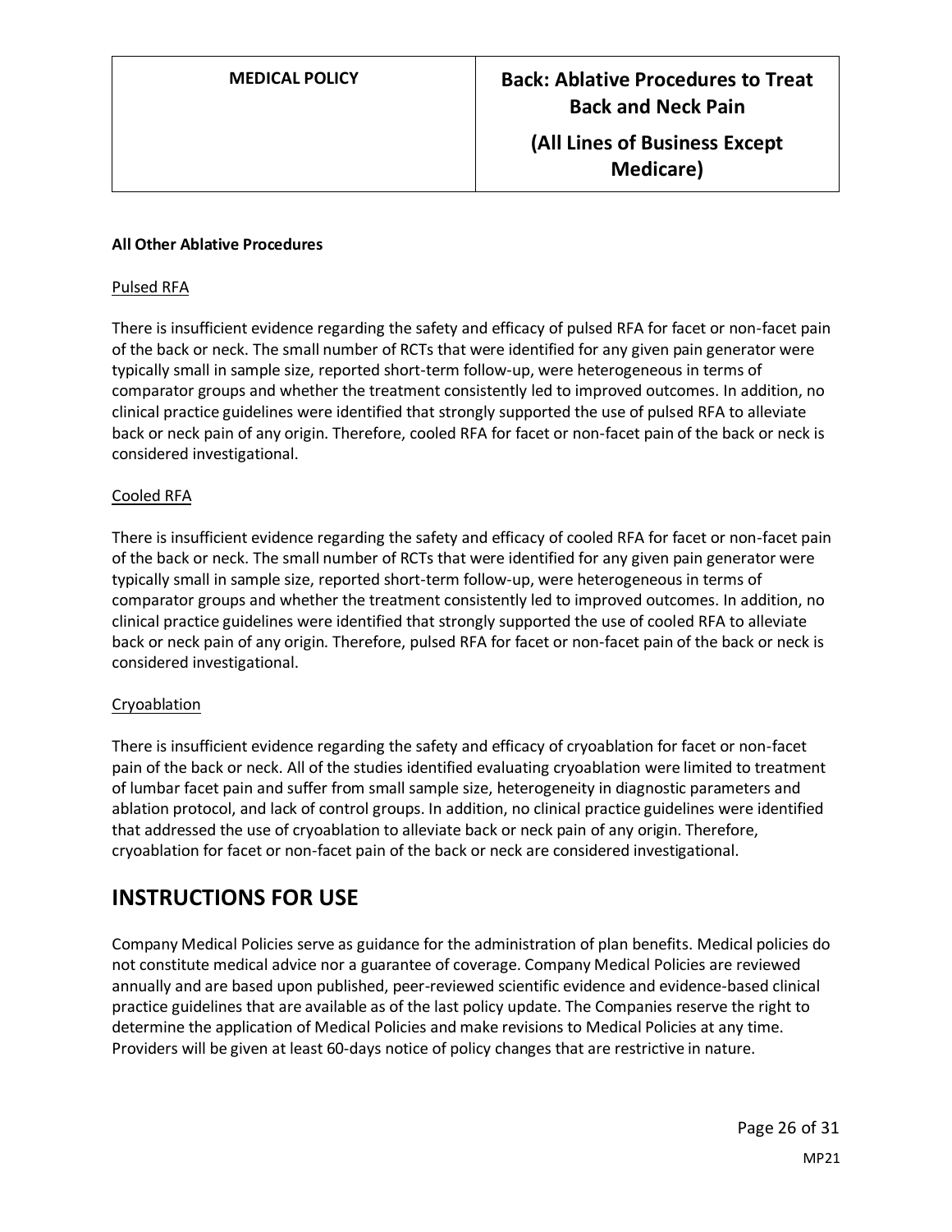**All Other Ablative Procedures**

Pulsed RFA

There is insufficient evidence regarding the safety and efficacy of pulsed RFA for facet or non-facet pain of the back or neck. The small number of RCTs that were identified for any given pain generator were typically small in sample size, reported short-term follow-up, were heterogeneous in terms of comparator groups and whether the treatment consistently led to improved outcomes. In addition, no clinical practice guidelines were identified that strongly supported the use of pulsed RFA to alleviate back or neck pain of any origin. Therefore, cooled RFA for facet or non-facet pain of the back or neck is considered investigational.

Cooled RFA

There is insufficient evidence regarding the safety and efficacy of cooled RFA for facet or non-facet pain of the back or neck. The small number of RCTs that were identified for any given pain generator were typically small in sample size, reported short-term follow-up, were heterogeneous in terms of comparator groups and whether the treatment consistently led to improved outcomes. In addition, no clinical practice guidelines were identified that strongly supported the use of cooled RFA to alleviate back or neck pain of any origin. Therefore, pulsed RFA for facet or non-facet pain of the back or neck is considered investigational.

Cryoablation

There is insufficient evidence regarding the safety and efficacy of cryoablation for facet or non-facet pain of the back or neck. All of the studies identified evaluating cryoablation were limited to treatment of lumbar facet pain and suffer from small sample size, heterogeneity in diagnostic parameters and ablation protocol, and lack of control groups. In addition, no clinical practice guidelines were identified that addressed the use of cryoablation to alleviate back or neck pain of any origin. Therefore, cryoablation for facet or non-facet pain of the back or neck are considered investigational.

# INSTRUCTIONS FOR USE

Company Medical Policies serve as guidance for the administration of plan benefits. Medical policies do not constitute medical advice nor a guarantee of coverage. Company Medical Policies are reviewed annually and are based upon published, peer-reviewed scientific evidence and evidence-based clinical practice guidelines that are available as of the last policy update. The Companies reserve the right to determine the application of Medical Policies and make revisions to Medical Policies at any time. Providers will be given at least 60-days notice of policy changes that are restrictive in nature.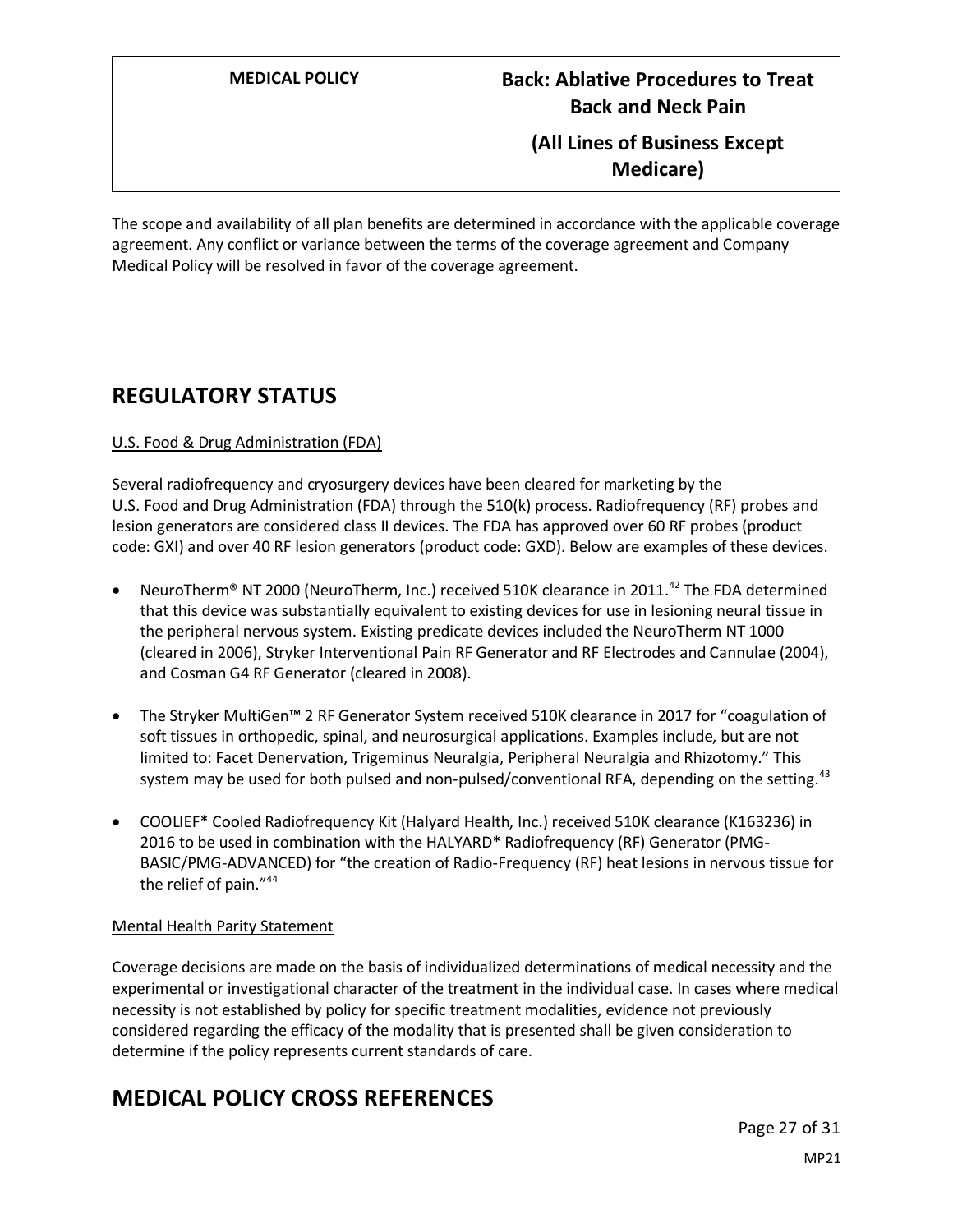The scope and availability of all plan benefits are determined in accordance with the applicable coverage agreement. Any conflict or variance between the terms of the coverage agreement and Company Medical Policy will be resolved in favor of the coverage agreement.

## REGULATORY STATUS

U.S. Food & Drug Administration (FDA)

Several radiofrequency and cryosurgery devices have been cleared for marketing by the U.S. Food and Drug Administration (FDA) through the 510(k) process. Radiofrequency (RF) probes and lesion generators are considered class II devices. The FDA has approved over 60 RF probes (product code: GXI) and over 40 RF lesion generators (product code: GXD). Below are examples of these devices.

- NeuroTherm® NT 2000 (NeuroTherm, Inc.) received 510K clearance in 2011.[42] The FDA determined that this device was substantially equivalent to existing devices for use in lesioning neural tissue in the peripheral nervous system. Existing predicate devices included the NeuroTherm NT 1000 (cleared in 2006), Stryker Interventional Pain RF Generator and RF Electrodes and Cannulae (2004), and Cosman G4 RF Generator (cleared in 2008).
- The Stryker MultiGen™ 2 RF Generator System received 510K clearance in 2017 for "coagulation of soft tissues in orthopedic, spinal, and neurosurgical applications. Examples include, but are not limited to: Facet Denervation, Trigeminus Neuralgia, Peripheral Neuralgia and Rhizotomy." This system may be used for both pulsed and non-pulsed/conventional RFA, depending on the setting.[43]
- COOLIEF* Cooled Radiofrequency Kit (Halyard Health, Inc.) received 510K clearance (K163236) in 2016 to be used in combination with the HALYARD* Radiofrequency (RF) Generator (PMG-BASIC/PMG-ADVANCED) for "the creation of Radio-Frequency (RF) heat lesions in nervous tissue for the relief of pain."[44]

Mental Health Parity Statement

Coverage decisions are made on the basis of individualized determinations of medical necessity and the experimental or investigational character of the treatment in the individual case. In cases where medical necessity is not established by policy for specific treatment modalities, evidence not previously considered regarding the efficacy of the modality that is presented shall be given consideration to determine if the policy represents current standards of care.

## MEDICAL POLICY CROSS REFERENCES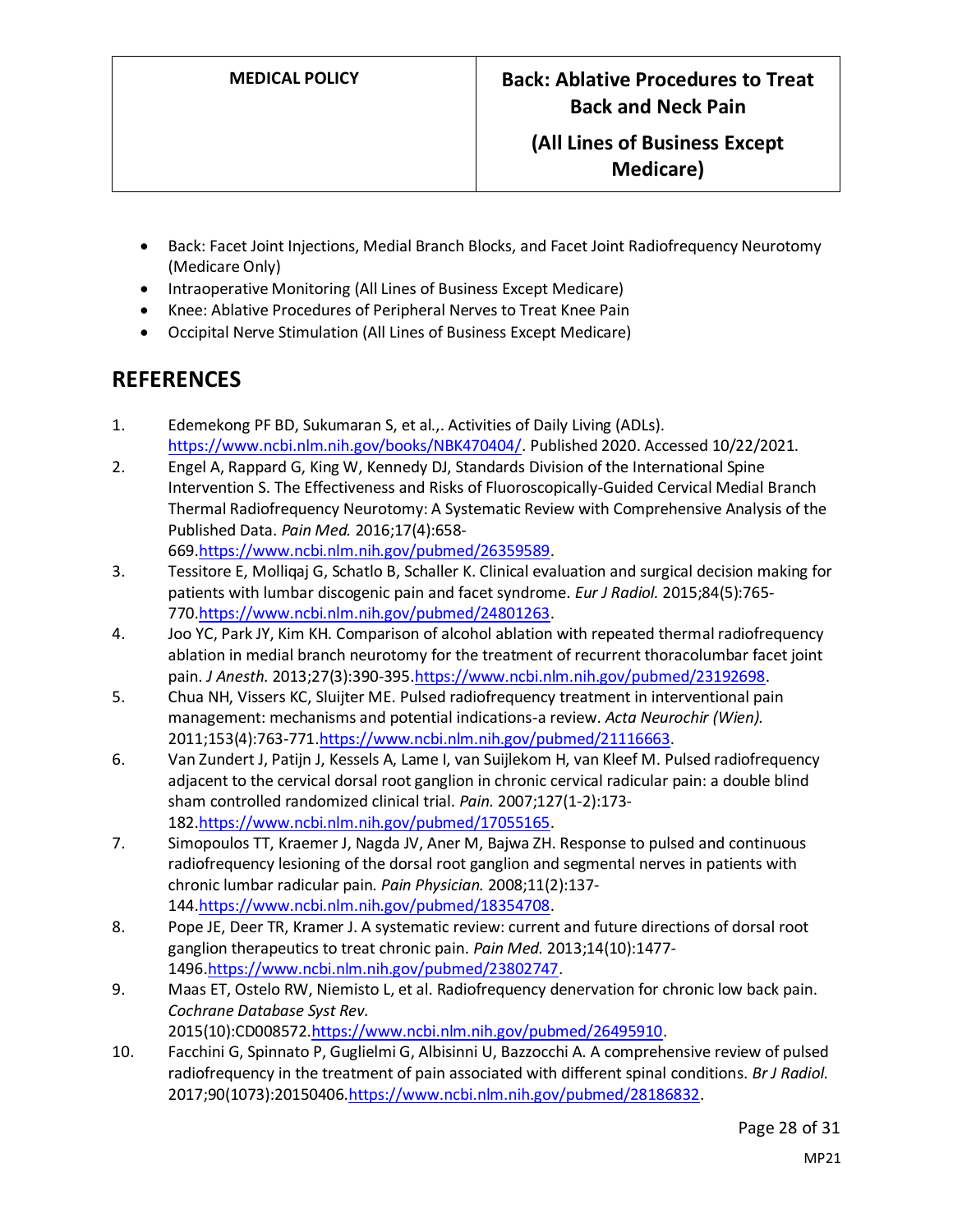- Back: Facet Joint Injections, Medial Branch Blocks, and Facet Joint Radiofrequency Neurotomy (Medicare Only)
- Intraoperative Monitoring (All Lines of Business Except Medicare)
- Knee: Ablative Procedures of Peripheral Nerves to Treat Knee Pain
- Occipital Nerve Stimulation (All Lines of Business Except Medicare)

## REFERENCES

1. Edemekong PF BD, Sukumaran S, et al.,. Activities of Daily Living (ADLs). https://www.ncbi.nlm.nih.gov/books/NBK470404/. Published 2020. Accessed 10/22/2021.
2. Engel A, Rappard G, King W, Kennedy DJ, Standards Division of the International Spine Intervention S. The Effectiveness and Risks of Fluoroscopically-Guided Cervical Medial Branch Thermal Radiofrequency Neurotomy: A Systematic Review with Comprehensive Analysis of the Published Data. *Pain Med.* 2016;17(4):658-669.https://www.ncbi.nlm.nih.gov/pubmed/26359589.
3. Tessitore E, Molliqaj G, Schatlo B, Schaller K. Clinical evaluation and surgical decision making for patients with lumbar discogenic pain and facet syndrome. *Eur J Radiol.* 2015;84(5):765-770.https://www.ncbi.nlm.nih.gov/pubmed/24801263.
4. Joo YC, Park JY, Kim KH. Comparison of alcohol ablation with repeated thermal radiofrequency ablation in medial branch neurotomy for the treatment of recurrent thoracolumbar facet joint pain. *J Anesth.* 2013;27(3):390-395.https://www.ncbi.nlm.nih.gov/pubmed/23192698.
5. Chua NH, Vissers KC, Sluijter ME. Pulsed radiofrequency treatment in interventional pain management: mechanisms and potential indications-a review. *Acta Neurochir (Wien).* 2011;153(4):763-771.https://www.ncbi.nlm.nih.gov/pubmed/21116663.
6. Van Zundert J, Patijn J, Kessels A, Lame I, van Suijlekom H, van Kleef M. Pulsed radiofrequency adjacent to the cervical dorsal root ganglion in chronic cervical radicular pain: a double blind sham controlled randomized clinical trial. *Pain.* 2007;127(1-2):173-182.https://www.ncbi.nlm.nih.gov/pubmed/17055165.
7. Simopoulos TT, Kraemer J, Nagda JV, Aner M, Bajwa ZH. Response to pulsed and continuous radiofrequency lesioning of the dorsal root ganglion and segmental nerves in patients with chronic lumbar radicular pain. *Pain Physician.* 2008;11(2):137-144.https://www.ncbi.nlm.nih.gov/pubmed/18354708.
8. Pope JE, Deer TR, Kramer J. A systematic review: current and future directions of dorsal root ganglion therapeutics to treat chronic pain. *Pain Med.* 2013;14(10):1477-1496.https://www.ncbi.nlm.nih.gov/pubmed/23802747.
9. Maas ET, Ostelo RW, Niemisto L, et al. Radiofrequency denervation for chronic low back pain. *Cochrane Database Syst Rev.* 2015(10):CD008572.https://www.ncbi.nlm.nih.gov/pubmed/26495910.
10. Facchini G, Spinnato P, Guglielmi G, Albisinni U, Bazzocchi A. A comprehensive review of pulsed radiofrequency in the treatment of pain associated with different spinal conditions. *Br J Radiol.* 2017;90(1073):20150406.https://www.ncbi.nlm.nih.gov/pubmed/28186832.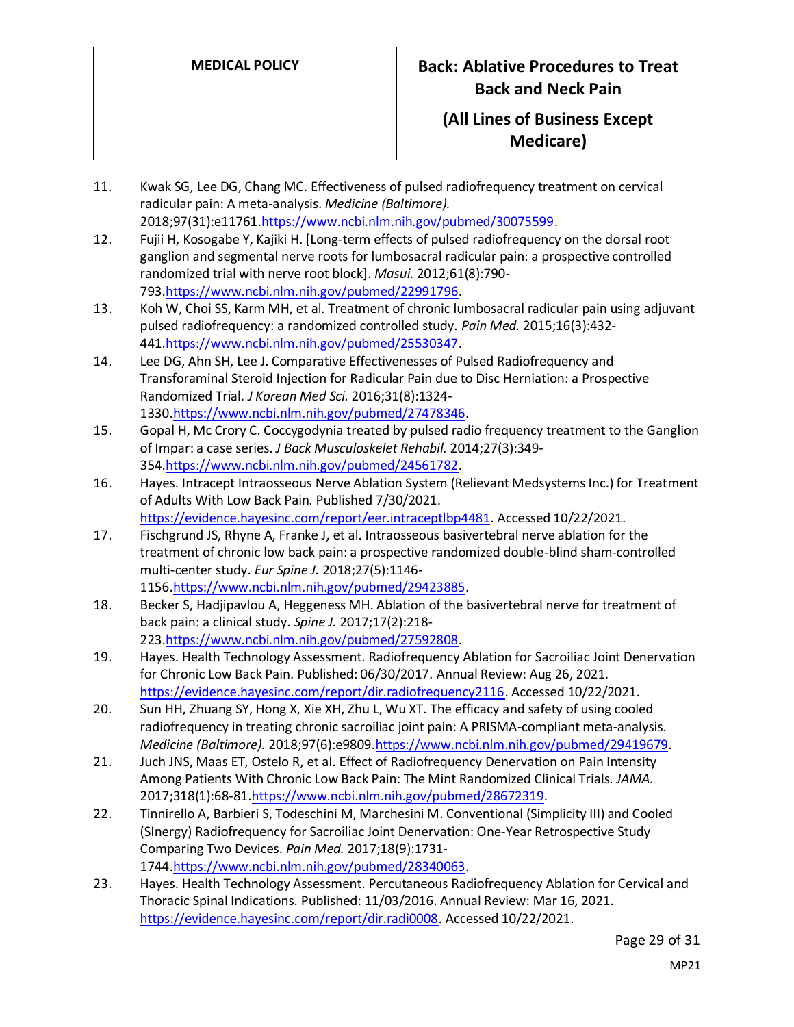11. Kwak SG, Lee DG, Chang MC. Effectiveness of pulsed radiofrequency treatment on cervical radicular pain: A meta-analysis. *Medicine (Baltimore).* 2018;97(31):e11761.https://www.ncbi.nlm.nih.gov/pubmed/30075599.
12. Fujii H, Kosogabe Y, Kajiki H. [Long-term effects of pulsed radiofrequency on the dorsal root ganglion and segmental nerve roots for lumbosacral radicular pain: a prospective controlled randomized trial with nerve root block]. *Masui.* 2012;61(8):790-793.https://www.ncbi.nlm.nih.gov/pubmed/22991796.
13. Koh W, Choi SS, Karm MH, et al. Treatment of chronic lumbosacral radicular pain using adjuvant pulsed radiofrequency: a randomized controlled study. *Pain Med.* 2015;16(3):432-441.https://www.ncbi.nlm.nih.gov/pubmed/25530347.
14. Lee DG, Ahn SH, Lee J. Comparative Effectivenesses of Pulsed Radiofrequency and Transforaminal Steroid Injection for Radicular Pain due to Disc Herniation: a Prospective Randomized Trial. *J Korean Med Sci.* 2016;31(8):1324-1330.https://www.ncbi.nlm.nih.gov/pubmed/27478346.
15. Gopal H, Mc Crory C. Coccygodynia treated by pulsed radio frequency treatment to the Ganglion of Impar: a case series. *J Back Musculoskelet Rehabil.* 2014;27(3):349-354.https://www.ncbi.nlm.nih.gov/pubmed/24561782.
16. Hayes. Intracept Intraosseous Nerve Ablation System (Relievant Medsystems Inc.) for Treatment of Adults With Low Back Pain. Published 7/30/2021. https://evidence.hayesinc.com/report/eer.intraceptlbp4481. Accessed 10/22/2021.
17. Fischgrund JS, Rhyne A, Franke J, et al. Intraosseous basivertebral nerve ablation for the treatment of chronic low back pain: a prospective randomized double-blind sham-controlled multi-center study. *Eur Spine J.* 2018;27(5):1146-1156.https://www.ncbi.nlm.nih.gov/pubmed/29423885.
18. Becker S, Hadjipavlou A, Heggeness MH. Ablation of the basivertebral nerve for treatment of back pain: a clinical study. *Spine J.* 2017;17(2):218-223.https://www.ncbi.nlm.nih.gov/pubmed/27592808.
19. Hayes. Health Technology Assessment. Radiofrequency Ablation for Sacroiliac Joint Denervation for Chronic Low Back Pain. Published: 06/30/2017. Annual Review: Aug 26, 2021. https://evidence.hayesinc.com/report/dir.radiofrequency2116. Accessed 10/22/2021.
20. Sun HH, Zhuang SY, Hong X, Xie XH, Zhu L, Wu XT. The efficacy and safety of using cooled radiofrequency in treating chronic sacroiliac joint pain: A PRISMA-compliant meta-analysis. *Medicine (Baltimore).* 2018;97(6):e9809.https://www.ncbi.nlm.nih.gov/pubmed/29419679.
21. Juch JNS, Maas ET, Ostelo R, et al. Effect of Radiofrequency Denervation on Pain Intensity Among Patients With Chronic Low Back Pain: The Mint Randomized Clinical Trials. *JAMA.* 2017;318(1):68-81.https://www.ncbi.nlm.nih.gov/pubmed/28672319.
22. Tinnirello A, Barbieri S, Todeschini M, Marchesini M. Conventional (Simplicity III) and Cooled (SInergy) Radiofrequency for Sacroiliac Joint Denervation: One-Year Retrospective Study Comparing Two Devices. *Pain Med.* 2017;18(9):1731-1744.https://www.ncbi.nlm.nih.gov/pubmed/28340063.
23. Hayes. Health Technology Assessment. Percutaneous Radiofrequency Ablation for Cervical and Thoracic Spinal Indications. Published: 11/03/2016. Annual Review: Mar 16, 2021. https://evidence.hayesinc.com/report/dir.radi0008. Accessed 10/22/2021.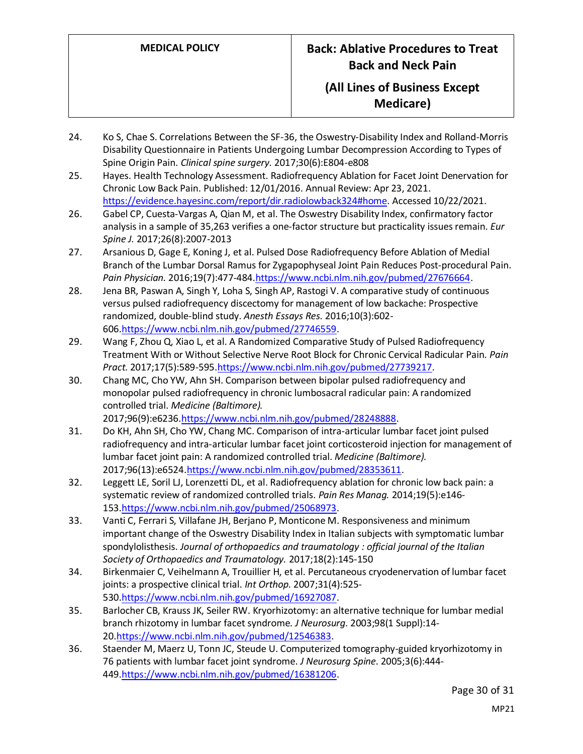24. Ko S, Chae S. Correlations Between the SF-36, the Oswestry-Disability Index and Rolland-Morris Disability Questionnaire in Patients Undergoing Lumbar Decompression According to Types of Spine Origin Pain. *Clinical spine surgery.* 2017;30(6):E804-e808
25. Hayes. Health Technology Assessment. Radiofrequency Ablation for Facet Joint Denervation for Chronic Low Back Pain. Published: 12/01/2016. Annual Review: Apr 23, 2021. https://evidence.hayesinc.com/report/dir.radiolowback324#home. Accessed 10/22/2021.
26. Gabel CP, Cuesta-Vargas A, Qian M, et al. The Oswestry Disability Index, confirmatory factor analysis in a sample of 35,263 verifies a one-factor structure but practicality issues remain. *Eur Spine J.* 2017;26(8):2007-2013
27. Arsanious D, Gage E, Koning J, et al. Pulsed Dose Radiofrequency Before Ablation of Medial Branch of the Lumbar Dorsal Ramus for Zygapophyseal Joint Pain Reduces Post-procedural Pain. *Pain Physician.* 2016;19(7):477-484.https://www.ncbi.nlm.nih.gov/pubmed/27676664.
28. Jena BR, Paswan A, Singh Y, Loha S, Singh AP, Rastogi V. A comparative study of continuous versus pulsed radiofrequency discectomy for management of low backache: Prospective randomized, double-blind study. *Anesth Essays Res.* 2016;10(3):602-606.https://www.ncbi.nlm.nih.gov/pubmed/27746559.
29. Wang F, Zhou Q, Xiao L, et al. A Randomized Comparative Study of Pulsed Radiofrequency Treatment With or Without Selective Nerve Root Block for Chronic Cervical Radicular Pain. *Pain Pract.* 2017;17(5):589-595.https://www.ncbi.nlm.nih.gov/pubmed/27739217.
30. Chang MC, Cho YW, Ahn SH. Comparison between bipolar pulsed radiofrequency and monopolar pulsed radiofrequency in chronic lumbosacral radicular pain: A randomized controlled trial. *Medicine (Baltimore).* 2017;96(9):e6236.https://www.ncbi.nlm.nih.gov/pubmed/28248888.
31. Do KH, Ahn SH, Cho YW, Chang MC. Comparison of intra-articular lumbar facet joint pulsed radiofrequency and intra-articular lumbar facet joint corticosteroid injection for management of lumbar facet joint pain: A randomized controlled trial. *Medicine (Baltimore).* 2017;96(13):e6524.https://www.ncbi.nlm.nih.gov/pubmed/28353611.
32. Leggett LE, Soril LJ, Lorenzetti DL, et al. Radiofrequency ablation for chronic low back pain: a systematic review of randomized controlled trials. *Pain Res Manag.* 2014;19(5):e146-153.https://www.ncbi.nlm.nih.gov/pubmed/25068973.
33. Vanti C, Ferrari S, Villafane JH, Berjano P, Monticone M. Responsiveness and minimum important change of the Oswestry Disability Index in Italian subjects with symptomatic lumbar spondylolisthesis. *Journal of orthopaedics and traumatology : official journal of the Italian Society of Orthopaedics and Traumatology.* 2017;18(2):145-150
34. Birkenmaier C, Veihelmann A, Trouillier H, et al. Percutaneous cryodenervation of lumbar facet joints: a prospective clinical trial. *Int Orthop.* 2007;31(4):525-530.https://www.ncbi.nlm.nih.gov/pubmed/16927087.
35. Barlocher CB, Krauss JK, Seiler RW. Kryorhizotomy: an alternative technique for lumbar medial branch rhizotomy in lumbar facet syndrome. *J Neurosurg.* 2003;98(1 Suppl):14-20.https://www.ncbi.nlm.nih.gov/pubmed/12546383.
36. Staender M, Maerz U, Tonn JC, Steude U. Computerized tomography-guided kryorhizotomy in 76 patients with lumbar facet joint syndrome. *J Neurosurg Spine.* 2005;3(6):444-449.https://www.ncbi.nlm.nih.gov/pubmed/16381206.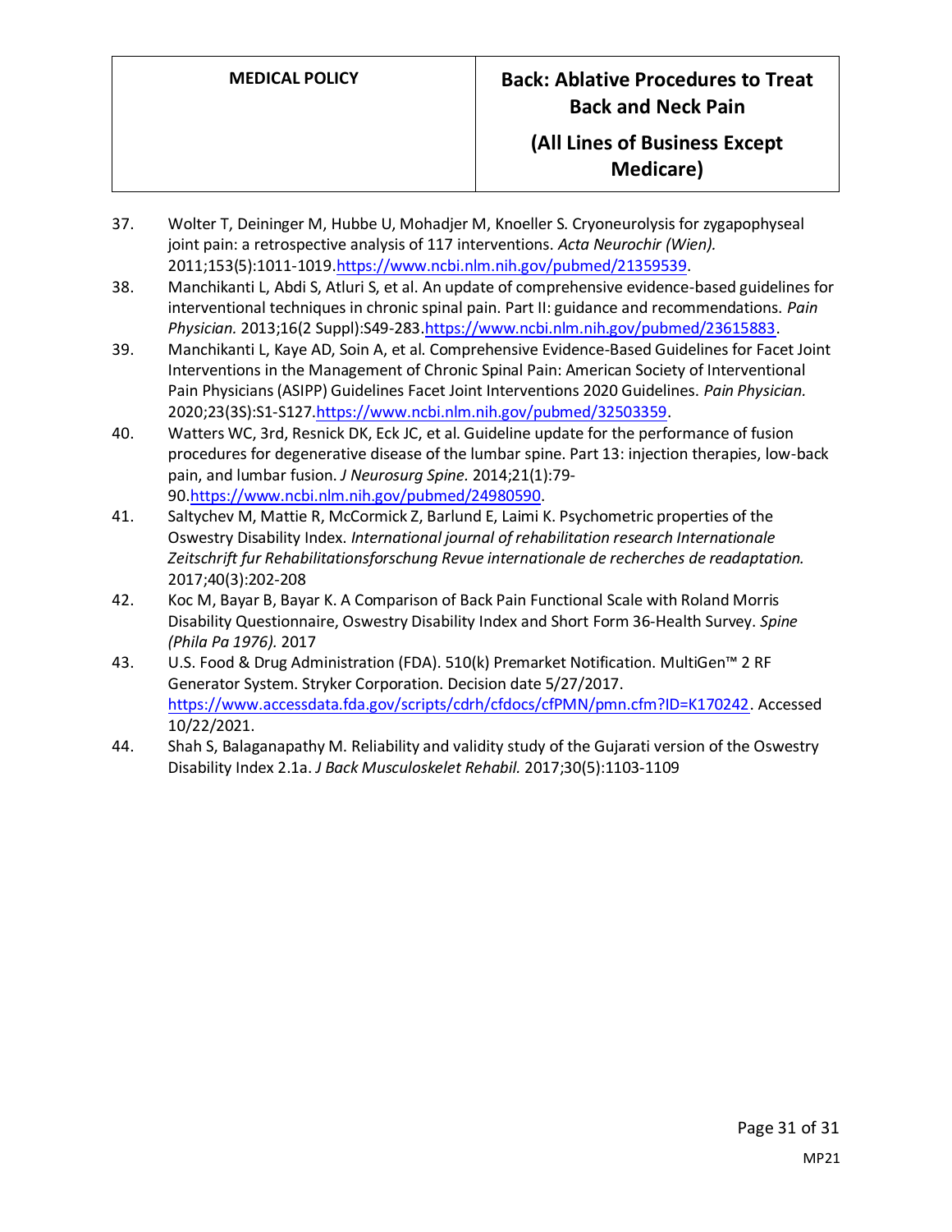37. Wolter T, Deininger M, Hubbe U, Mohadjer M, Knoeller S. Cryoneurolysis for zygapophyseal joint pain: a retrospective analysis of 117 interventions. *Acta Neurochir (Wien).* 2011;153(5):1011-1019.https://www.ncbi.nlm.nih.gov/pubmed/21359539.
38. Manchikanti L, Abdi S, Atluri S, et al. An update of comprehensive evidence-based guidelines for interventional techniques in chronic spinal pain. Part II: guidance and recommendations. *Pain Physician.* 2013;16(2 Suppl):S49-283.https://www.ncbi.nlm.nih.gov/pubmed/23615883.
39. Manchikanti L, Kaye AD, Soin A, et al. Comprehensive Evidence-Based Guidelines for Facet Joint Interventions in the Management of Chronic Spinal Pain: American Society of Interventional Pain Physicians (ASIPP) Guidelines Facet Joint Interventions 2020 Guidelines. *Pain Physician.* 2020;23(3S):S1-S127.https://www.ncbi.nlm.nih.gov/pubmed/32503359.
40. Watters WC, 3rd, Resnick DK, Eck JC, et al. Guideline update for the performance of fusion procedures for degenerative disease of the lumbar spine. Part 13: injection therapies, low-back pain, and lumbar fusion. *J Neurosurg Spine.* 2014;21(1):79-90.https://www.ncbi.nlm.nih.gov/pubmed/24980590.
41. Saltychev M, Mattie R, McCormick Z, Barlund E, Laimi K. Psychometric properties of the Oswestry Disability Index. *International journal of rehabilitation research Internationale Zeitschrift fur Rehabilitationsforschung Revue internationale de recherches de readaptation.* 2017;40(3):202-208
42. Koc M, Bayar B, Bayar K. A Comparison of Back Pain Functional Scale with Roland Morris Disability Questionnaire, Oswestry Disability Index and Short Form 36-Health Survey. *Spine (Phila Pa 1976).* 2017
43. U.S. Food & Drug Administration (FDA). 510(k) Premarket Notification. MultiGen™ 2 RF Generator System. Stryker Corporation. Decision date 5/27/2017. https://www.accessdata.fda.gov/scripts/cdrh/cfdocs/cfPMN/pmn.cfm?ID=K170242. Accessed 10/22/2021.
44. Shah S, Balaganapathy M. Reliability and validity study of the Gujarati version of the Oswestry Disability Index 2.1a. *J Back Musculoskelet Rehabil.* 2017;30(5):1103-1109